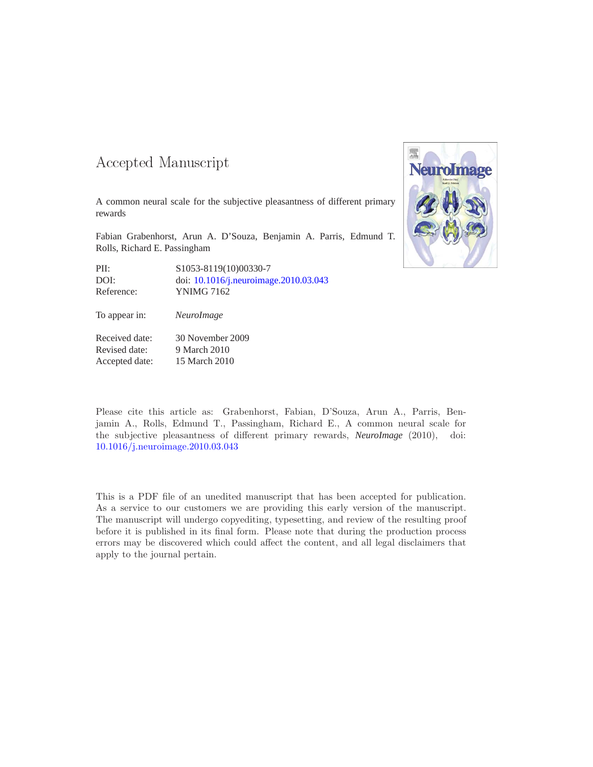# Accepted Manuscript

A common neural scale for the subjective pleasantness of different primary rewards

Fabian Grabenhorst, Arun A. D'Souza, Benjamin A. Parris, Edmund T. Rolls, Richard E. Passingham

| | |
|---|---|
| PII: | S1053-8119(10)00330-7 |
| DOI: | doi: 10.1016/j.neuroimage.2010.03.043 |
| Reference: | YNIMG 7162 |

To appear in: *NeuroImage*

| | |
|---|---|
| Received date: | 30 November 2009 |
| Revised date: | 9 March 2010 |
| Accepted date: | 15 March 2010 |

Please cite this article as: Grabenhorst, Fabian, D'Souza, Arun A., Parris, Benjamin A., Rolls, Edmund T., Passingham, Richard E., A common neural scale for the subjective pleasantness of different primary rewards, *NeuroImage* (2010), doi: 10.1016/j.neuroimage.2010.03.043

This is a PDF file of an unedited manuscript that has been accepted for publication. As a service to our customers we are providing this early version of the manuscript. The manuscript will undergo copyediting, typesetting, and review of the resulting proof before it is published in its final form. Please note that during the production process errors may be discovered which could affect the content, and all legal disclaimers that apply to the journal pertain.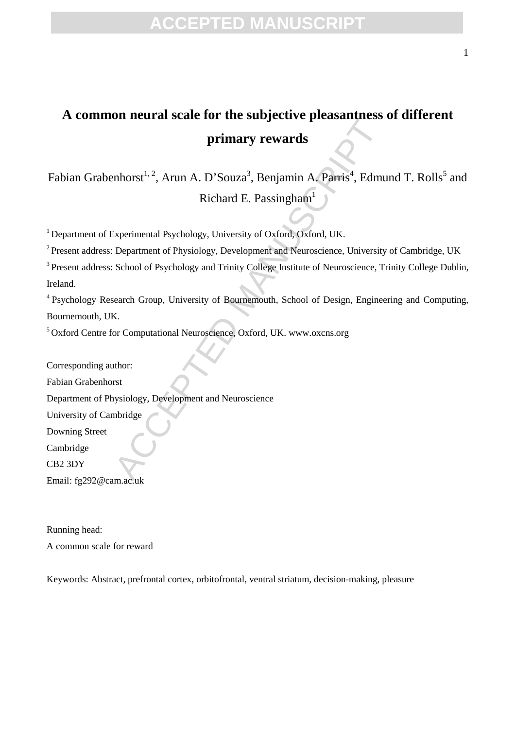# A common neural scale for the subjective pleasantness of different primary rewards

Fabian Grabenhorst[1, 2], Arun A. D'Souza[3], Benjamin A. Parris[4], Edmund T. Rolls[5] and Richard E. Passingham[1]

[1] Department of Experimental Psychology, University of Oxford, Oxford, UK.

[2] Present address: Department of Physiology, Development and Neuroscience, University of Cambridge, UK

[3] Present address: School of Psychology and Trinity College Institute of Neuroscience, Trinity College Dublin, Ireland.

[4] Psychology Research Group, University of Bournemouth, School of Design, Engineering and Computing, Bournemouth, UK.

[5] Oxford Centre for Computational Neuroscience, Oxford, UK. www.oxcns.org

Corresponding author:
Fabian Grabenhorst
Department of Physiology, Development and Neuroscience
University of Cambridge
Downing Street
Cambridge
CB2 3DY
Email: fg292@cam.ac.uk

Running head:
A common scale for reward

Keywords: Abstract, prefrontal cortex, orbitofrontal, ventral striatum, decision-making, pleasure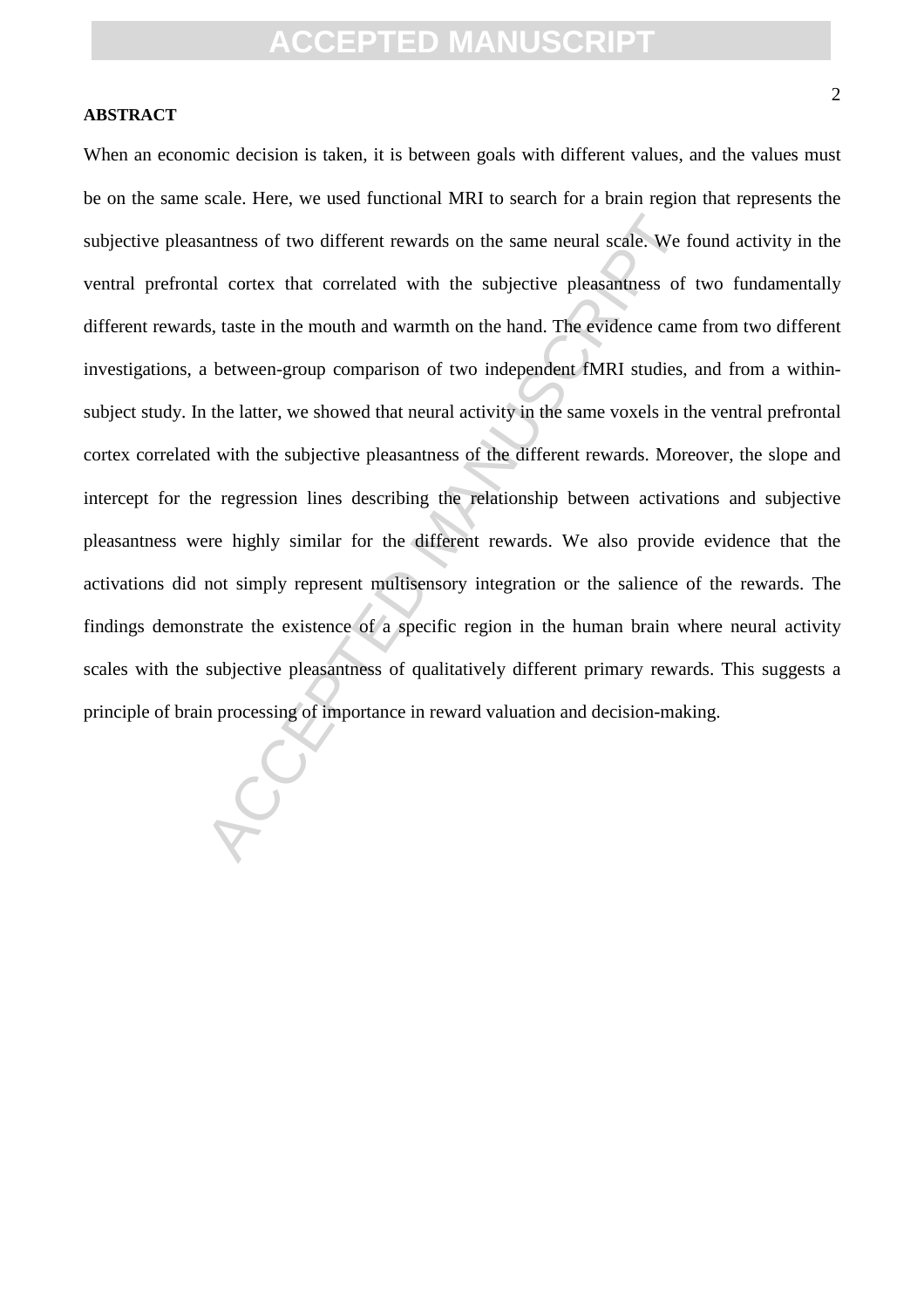**ABSTRACT**

When an economic decision is taken, it is between goals with different values, and the values must be on the same scale. Here, we used functional MRI to search for a brain region that represents the subjective pleasantness of two different rewards on the same neural scale. We found activity in the ventral prefrontal cortex that correlated with the subjective pleasantness of two fundamentally different rewards, taste in the mouth and warmth on the hand. The evidence came from two different investigations, a between-group comparison of two independent fMRI studies, and from a within-subject study. In the latter, we showed that neural activity in the same voxels in the ventral prefrontal cortex correlated with the subjective pleasantness of the different rewards. Moreover, the slope and intercept for the regression lines describing the relationship between activations and subjective pleasantness were highly similar for the different rewards. We also provide evidence that the activations did not simply represent multisensory integration or the salience of the rewards. The findings demonstrate the existence of a specific region in the human brain where neural activity scales with the subjective pleasantness of qualitatively different primary rewards. This suggests a principle of brain processing of importance in reward valuation and decision-making.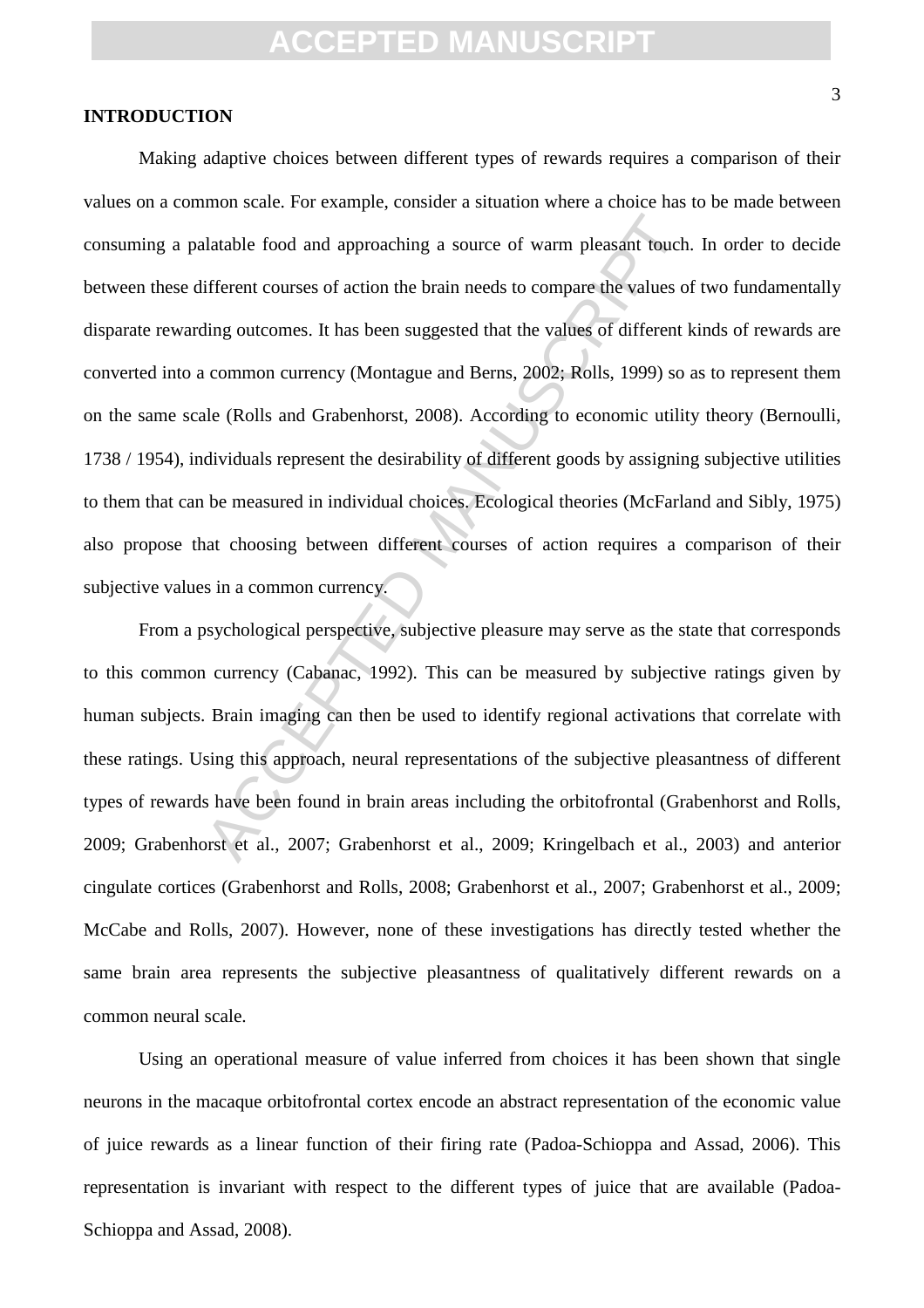## INTRODUCTION

Making adaptive choices between different types of rewards requires a comparison of their values on a common scale. For example, consider a situation where a choice has to be made between consuming a palatable food and approaching a source of warm pleasant touch. In order to decide between these different courses of action the brain needs to compare the values of two fundamentally disparate rewarding outcomes. It has been suggested that the values of different kinds of rewards are converted into a common currency (Montague and Berns, 2002; Rolls, 1999) so as to represent them on the same scale (Rolls and Grabenhorst, 2008). According to economic utility theory (Bernoulli, 1738 / 1954), individuals represent the desirability of different goods by assigning subjective utilities to them that can be measured in individual choices. Ecological theories (McFarland and Sibly, 1975) also propose that choosing between different courses of action requires a comparison of their subjective values in a common currency.

From a psychological perspective, subjective pleasure may serve as the state that corresponds to this common currency (Cabanac, 1992). This can be measured by subjective ratings given by human subjects. Brain imaging can then be used to identify regional activations that correlate with these ratings. Using this approach, neural representations of the subjective pleasantness of different types of rewards have been found in brain areas including the orbitofrontal (Grabenhorst and Rolls, 2009; Grabenhorst et al., 2007; Grabenhorst et al., 2009; Kringelbach et al., 2003) and anterior cingulate cortices (Grabenhorst and Rolls, 2008; Grabenhorst et al., 2007; Grabenhorst et al., 2009; McCabe and Rolls, 2007). However, none of these investigations has directly tested whether the same brain area represents the subjective pleasantness of qualitatively different rewards on a common neural scale.

Using an operational measure of value inferred from choices it has been shown that single neurons in the macaque orbitofrontal cortex encode an abstract representation of the economic value of juice rewards as a linear function of their firing rate (Padoa-Schioppa and Assad, 2006). This representation is invariant with respect to the different types of juice that are available (Padoa-Schioppa and Assad, 2008).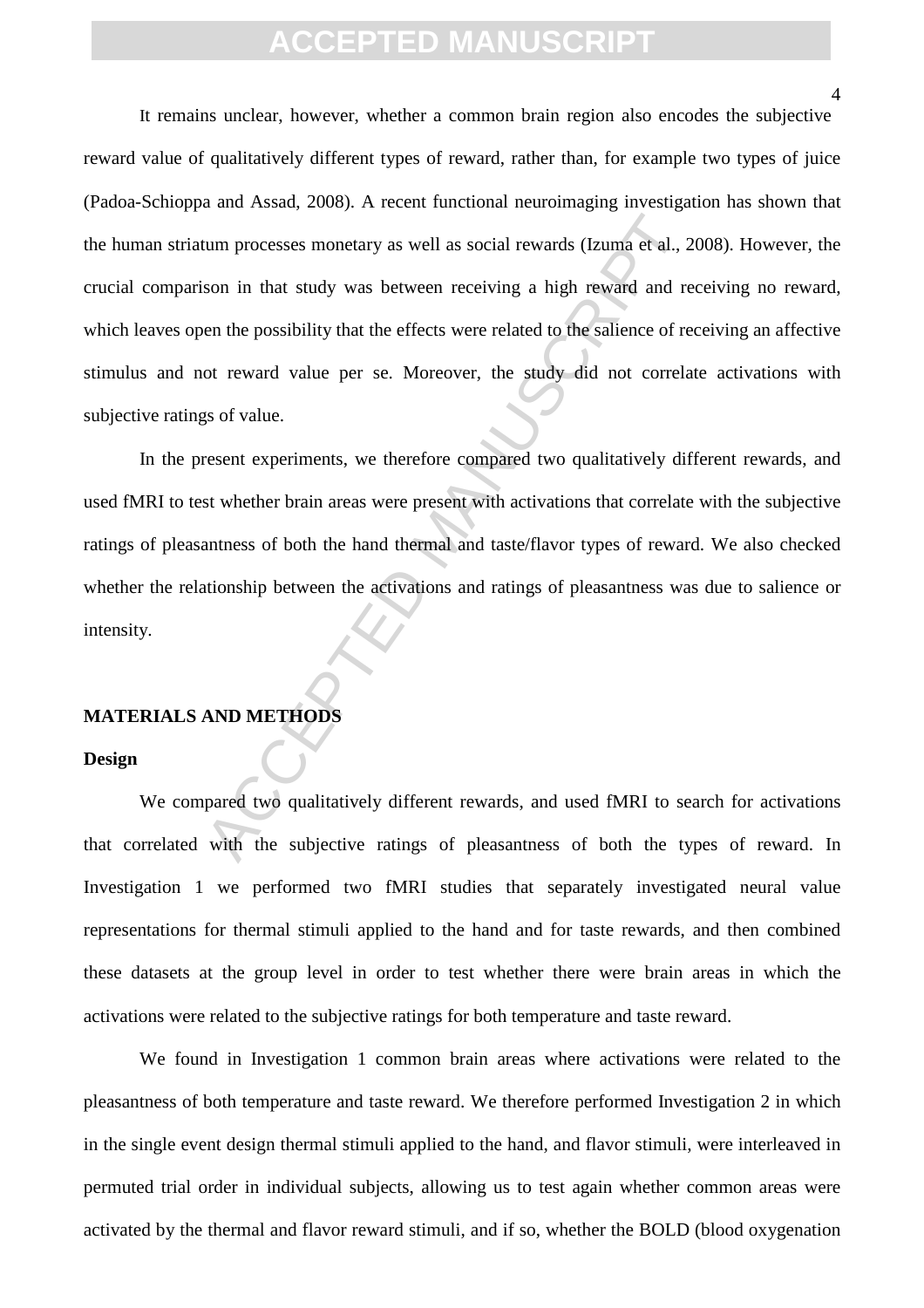It remains unclear, however, whether a common brain region also encodes the subjective reward value of qualitatively different types of reward, rather than, for example two types of juice (Padoa-Schioppa and Assad, 2008). A recent functional neuroimaging investigation has shown that the human striatum processes monetary as well as social rewards (Izuma et al., 2008). However, the crucial comparison in that study was between receiving a high reward and receiving no reward, which leaves open the possibility that the effects were related to the salience of receiving an affective stimulus and not reward value per se. Moreover, the study did not correlate activations with subjective ratings of value.

In the present experiments, we therefore compared two qualitatively different rewards, and used fMRI to test whether brain areas were present with activations that correlate with the subjective ratings of pleasantness of both the hand thermal and taste/flavor types of reward. We also checked whether the relationship between the activations and ratings of pleasantness was due to salience or intensity.

## MATERIALS AND METHODS

### Design

We compared two qualitatively different rewards, and used fMRI to search for activations that correlated with the subjective ratings of pleasantness of both the types of reward. In Investigation 1 we performed two fMRI studies that separately investigated neural value representations for thermal stimuli applied to the hand and for taste rewards, and then combined these datasets at the group level in order to test whether there were brain areas in which the activations were related to the subjective ratings for both temperature and taste reward.

We found in Investigation 1 common brain areas where activations were related to the pleasantness of both temperature and taste reward. We therefore performed Investigation 2 in which in the single event design thermal stimuli applied to the hand, and flavor stimuli, were interleaved in permuted trial order in individual subjects, allowing us to test again whether common areas were activated by the thermal and flavor reward stimuli, and if so, whether the BOLD (blood oxygenation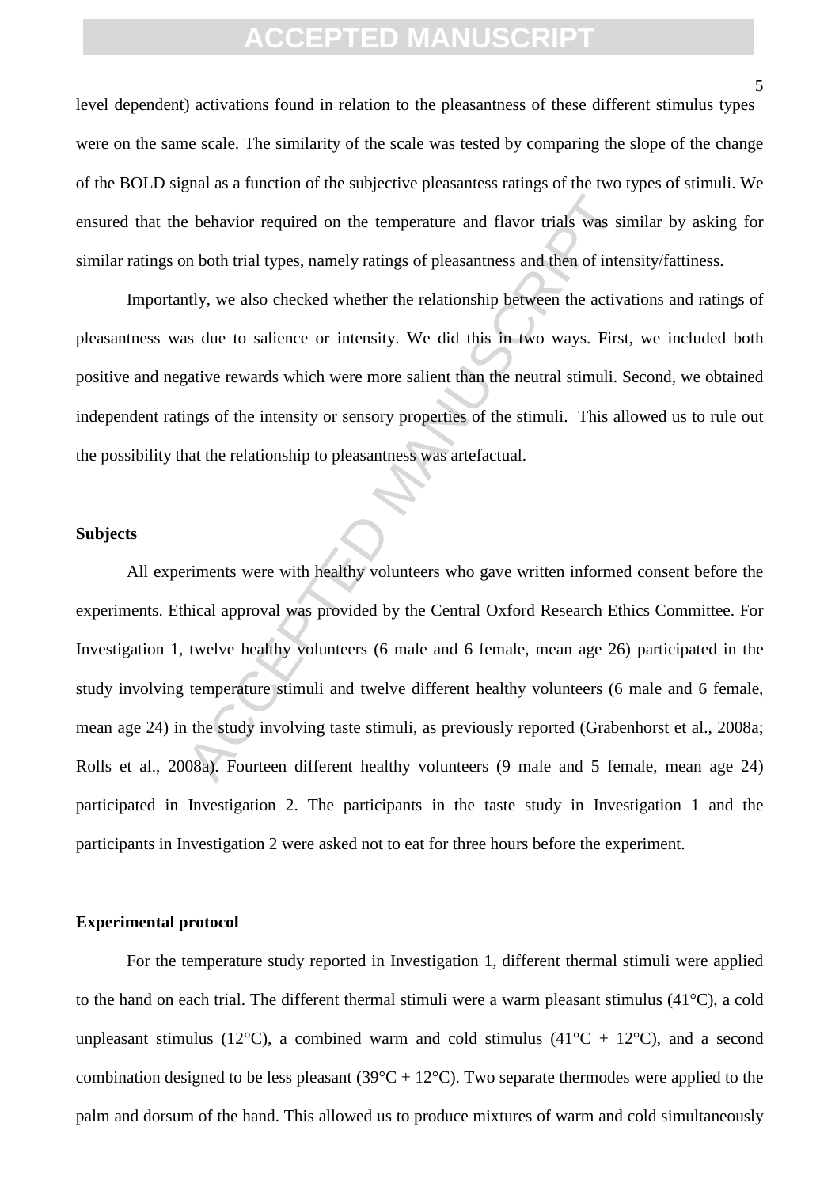level dependent) activations found in relation to the pleasantness of these different stimulus types were on the same scale. The similarity of the scale was tested by comparing the slope of the change of the BOLD signal as a function of the subjective pleasantess ratings of the two types of stimuli. We ensured that the behavior required on the temperature and flavor trials was similar by asking for similar ratings on both trial types, namely ratings of pleasantness and then of intensity/fattiness.

Importantly, we also checked whether the relationship between the activations and ratings of pleasantness was due to salience or intensity. We did this in two ways. First, we included both positive and negative rewards which were more salient than the neutral stimuli. Second, we obtained independent ratings of the intensity or sensory properties of the stimuli. This allowed us to rule out the possibility that the relationship to pleasantness was artefactual.

**Subjects**

All experiments were with healthy volunteers who gave written informed consent before the experiments. Ethical approval was provided by the Central Oxford Research Ethics Committee. For Investigation 1, twelve healthy volunteers (6 male and 6 female, mean age 26) participated in the study involving temperature stimuli and twelve different healthy volunteers (6 male and 6 female, mean age 24) in the study involving taste stimuli, as previously reported (Grabenhorst et al., 2008a; Rolls et al., 2008a). Fourteen different healthy volunteers (9 male and 5 female, mean age 24) participated in Investigation 2. The participants in the taste study in Investigation 1 and the participants in Investigation 2 were asked not to eat for three hours before the experiment.

**Experimental protocol**

For the temperature study reported in Investigation 1, different thermal stimuli were applied to the hand on each trial. The different thermal stimuli were a warm pleasant stimulus (41°C), a cold unpleasant stimulus (12°C), a combined warm and cold stimulus (41°C + 12°C), and a second combination designed to be less pleasant (39°C + 12°C). Two separate thermodes were applied to the palm and dorsum of the hand. This allowed us to produce mixtures of warm and cold simultaneously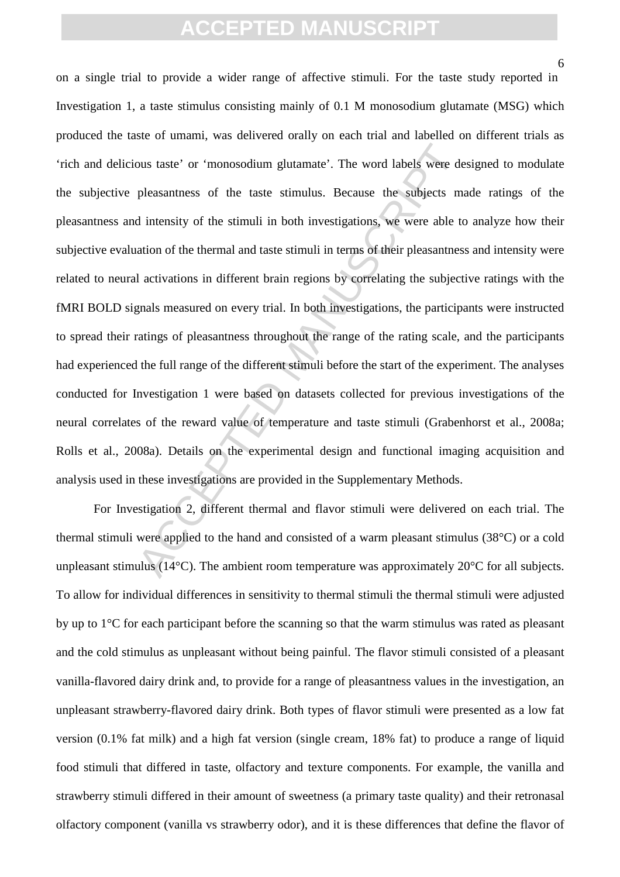on a single trial to provide a wider range of affective stimuli. For the taste study reported in Investigation 1, a taste stimulus consisting mainly of 0.1 M monosodium glutamate (MSG) which produced the taste of umami, was delivered orally on each trial and labelled on different trials as 'rich and delicious taste' or 'monosodium glutamate'. The word labels were designed to modulate the subjective pleasantness of the taste stimulus. Because the subjects made ratings of the pleasantness and intensity of the stimuli in both investigations, we were able to analyze how their subjective evaluation of the thermal and taste stimuli in terms of their pleasantness and intensity were related to neural activations in different brain regions by correlating the subjective ratings with the fMRI BOLD signals measured on every trial. In both investigations, the participants were instructed to spread their ratings of pleasantness throughout the range of the rating scale, and the participants had experienced the full range of the different stimuli before the start of the experiment. The analyses conducted for Investigation 1 were based on datasets collected for previous investigations of the neural correlates of the reward value of temperature and taste stimuli (Grabenhorst et al., 2008a; Rolls et al., 2008a). Details on the experimental design and functional imaging acquisition and analysis used in these investigations are provided in the Supplementary Methods.

For Investigation 2, different thermal and flavor stimuli were delivered on each trial. The thermal stimuli were applied to the hand and consisted of a warm pleasant stimulus (38°C) or a cold unpleasant stimulus (14°C). The ambient room temperature was approximately 20°C for all subjects. To allow for individual differences in sensitivity to thermal stimuli the thermal stimuli were adjusted by up to 1°C for each participant before the scanning so that the warm stimulus was rated as pleasant and the cold stimulus as unpleasant without being painful. The flavor stimuli consisted of a pleasant vanilla-flavored dairy drink and, to provide for a range of pleasantness values in the investigation, an unpleasant strawberry-flavored dairy drink. Both types of flavor stimuli were presented as a low fat version (0.1% fat milk) and a high fat version (single cream, 18% fat) to produce a range of liquid food stimuli that differed in taste, olfactory and texture components. For example, the vanilla and strawberry stimuli differed in their amount of sweetness (a primary taste quality) and their retronasal olfactory component (vanilla vs strawberry odor), and it is these differences that define the flavor of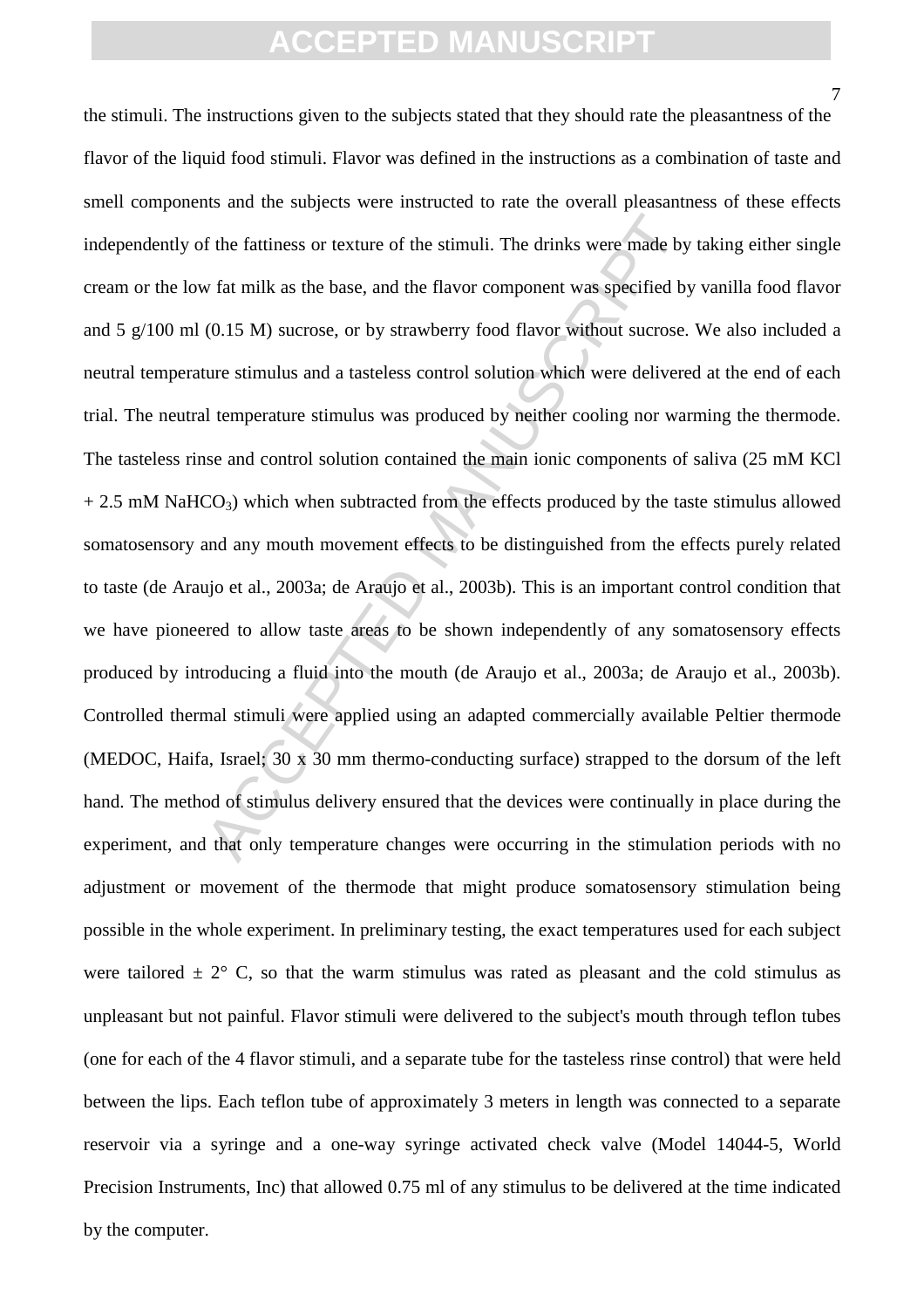the stimuli. The instructions given to the subjects stated that they should rate the pleasantness of the flavor of the liquid food stimuli. Flavor was defined in the instructions as a combination of taste and smell components and the subjects were instructed to rate the overall pleasantness of these effects independently of the fattiness or texture of the stimuli. The drinks were made by taking either single cream or the low fat milk as the base, and the flavor component was specified by vanilla food flavor and 5 g/100 ml (0.15 M) sucrose, or by strawberry food flavor without sucrose. We also included a neutral temperature stimulus and a tasteless control solution which were delivered at the end of each trial. The neutral temperature stimulus was produced by neither cooling nor warming the thermode. The tasteless rinse and control solution contained the main ionic components of saliva (25 mM KCl + 2.5 mM $NaHCO_3$) which when subtracted from the effects produced by the taste stimulus allowed somatosensory and any mouth movement effects to be distinguished from the effects purely related to taste (de Araujo et al., 2003a; de Araujo et al., 2003b). This is an important control condition that we have pioneered to allow taste areas to be shown independently of any somatosensory effects produced by introducing a fluid into the mouth (de Araujo et al., 2003a; de Araujo et al., 2003b). Controlled thermal stimuli were applied using an adapted commercially available Peltier thermode (MEDOC, Haifa, Israel; 30 x 30 mm thermo-conducting surface) strapped to the dorsum of the left hand. The method of stimulus delivery ensured that the devices were continually in place during the experiment, and that only temperature changes were occurring in the stimulation periods with no adjustment or movement of the thermode that might produce somatosensory stimulation being possible in the whole experiment. In preliminary testing, the exact temperatures used for each subject were tailored $\pm$ 2° C, so that the warm stimulus was rated as pleasant and the cold stimulus as unpleasant but not painful. Flavor stimuli were delivered to the subject's mouth through teflon tubes (one for each of the 4 flavor stimuli, and a separate tube for the tasteless rinse control) that were held between the lips. Each teflon tube of approximately 3 meters in length was connected to a separate reservoir via a syringe and a one-way syringe activated check valve (Model 14044-5, World Precision Instruments, Inc) that allowed 0.75 ml of any stimulus to be delivered at the time indicated by the computer.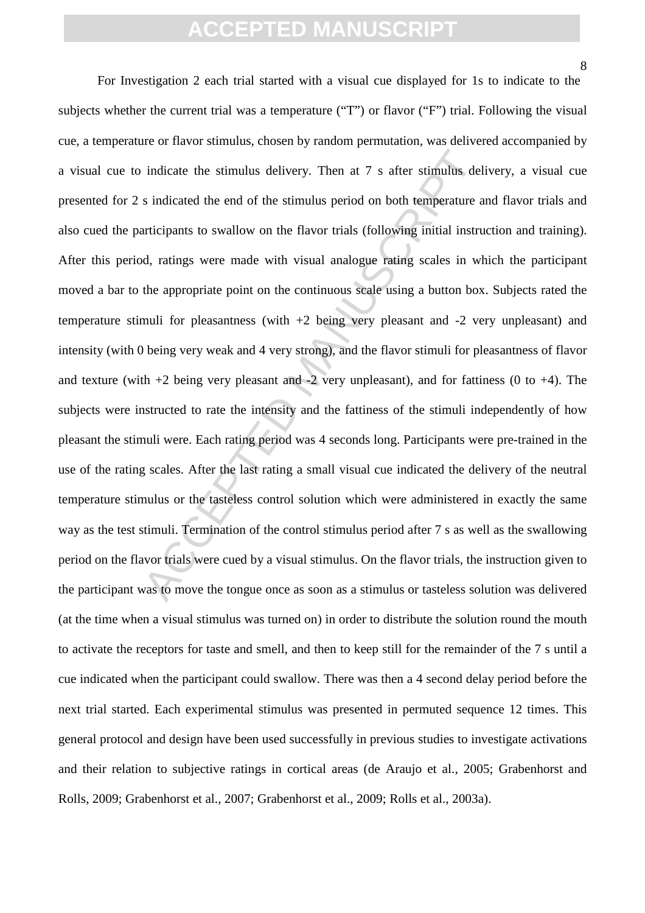For Investigation 2 each trial started with a visual cue displayed for 1s to indicate to the subjects whether the current trial was a temperature ("T") or flavor ("F") trial. Following the visual cue, a temperature or flavor stimulus, chosen by random permutation, was delivered accompanied by a visual cue to indicate the stimulus delivery. Then at 7 s after stimulus delivery, a visual cue presented for 2 s indicated the end of the stimulus period on both temperature and flavor trials and also cued the participants to swallow on the flavor trials (following initial instruction and training). After this period, ratings were made with visual analogue rating scales in which the participant moved a bar to the appropriate point on the continuous scale using a button box. Subjects rated the temperature stimuli for pleasantness (with +2 being very pleasant and -2 very unpleasant) and intensity (with 0 being very weak and 4 very strong), and the flavor stimuli for pleasantness of flavor and texture (with +2 being very pleasant and -2 very unpleasant), and for fattiness (0 to +4). The subjects were instructed to rate the intensity and the fattiness of the stimuli independently of how pleasant the stimuli were. Each rating period was 4 seconds long. Participants were pre-trained in the use of the rating scales. After the last rating a small visual cue indicated the delivery of the neutral temperature stimulus or the tasteless control solution which were administered in exactly the same way as the test stimuli. Termination of the control stimulus period after 7 s as well as the swallowing period on the flavor trials were cued by a visual stimulus. On the flavor trials, the instruction given to the participant was to move the tongue once as soon as a stimulus or tasteless solution was delivered (at the time when a visual stimulus was turned on) in order to distribute the solution round the mouth to activate the receptors for taste and smell, and then to keep still for the remainder of the 7 s until a cue indicated when the participant could swallow. There was then a 4 second delay period before the next trial started. Each experimental stimulus was presented in permuted sequence 12 times. This general protocol and design have been used successfully in previous studies to investigate activations and their relation to subjective ratings in cortical areas (de Araujo et al., 2005; Grabenhorst and Rolls, 2009; Grabenhorst et al., 2007; Grabenhorst et al., 2009; Rolls et al., 2003a).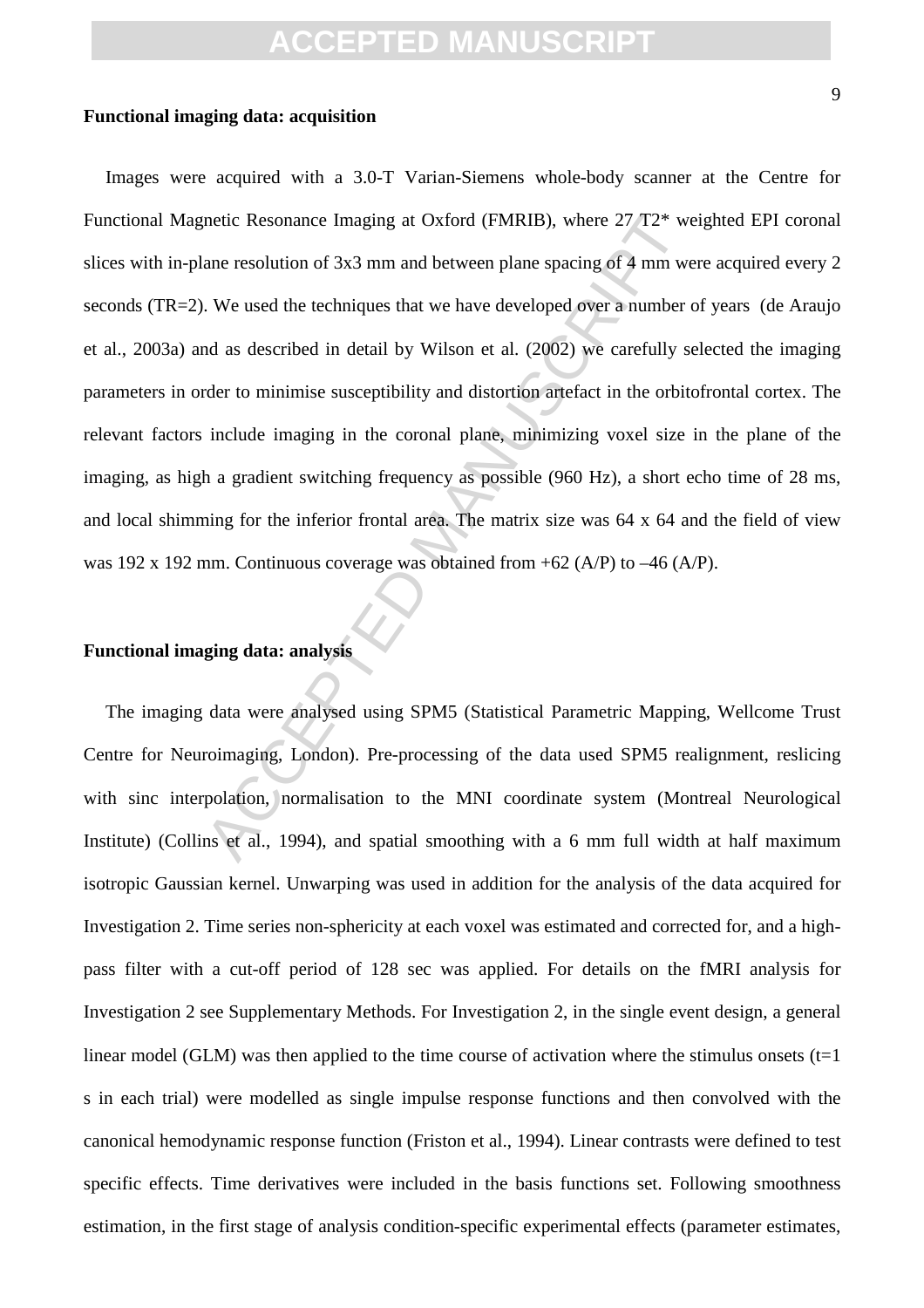**Functional imaging data: acquisition**

Images were acquired with a 3.0-T Varian-Siemens whole-body scanner at the Centre for Functional Magnetic Resonance Imaging at Oxford (FMRIB), where 27 T2* weighted EPI coronal slices with in-plane resolution of 3x3 mm and between plane spacing of 4 mm were acquired every 2 seconds (TR=2). We used the techniques that we have developed over a number of years (de Araujo et al., 2003a) and as described in detail by Wilson et al. (2002) we carefully selected the imaging parameters in order to minimise susceptibility and distortion artefact in the orbitofrontal cortex. The relevant factors include imaging in the coronal plane, minimizing voxel size in the plane of the imaging, as high a gradient switching frequency as possible (960 Hz), a short echo time of 28 ms, and local shimming for the inferior frontal area. The matrix size was 64 x 64 and the field of view was 192 x 192 mm. Continuous coverage was obtained from +62 (A/P) to –46 (A/P).

**Functional imaging data: analysis**

The imaging data were analysed using SPM5 (Statistical Parametric Mapping, Wellcome Trust Centre for Neuroimaging, London). Pre-processing of the data used SPM5 realignment, reslicing with sinc interpolation, normalisation to the MNI coordinate system (Montreal Neurological Institute) (Collins et al., 1994), and spatial smoothing with a 6 mm full width at half maximum isotropic Gaussian kernel. Unwarping was used in addition for the analysis of the data acquired for Investigation 2. Time series non-sphericity at each voxel was estimated and corrected for, and a high-pass filter with a cut-off period of 128 sec was applied. For details on the fMRI analysis for Investigation 2 see Supplementary Methods. For Investigation 2, in the single event design, a general linear model (GLM) was then applied to the time course of activation where the stimulus onsets (t=1 s in each trial) were modelled as single impulse response functions and then convolved with the canonical hemodynamic response function (Friston et al., 1994). Linear contrasts were defined to test specific effects. Time derivatives were included in the basis functions set. Following smoothness estimation, in the first stage of analysis condition-specific experimental effects (parameter estimates,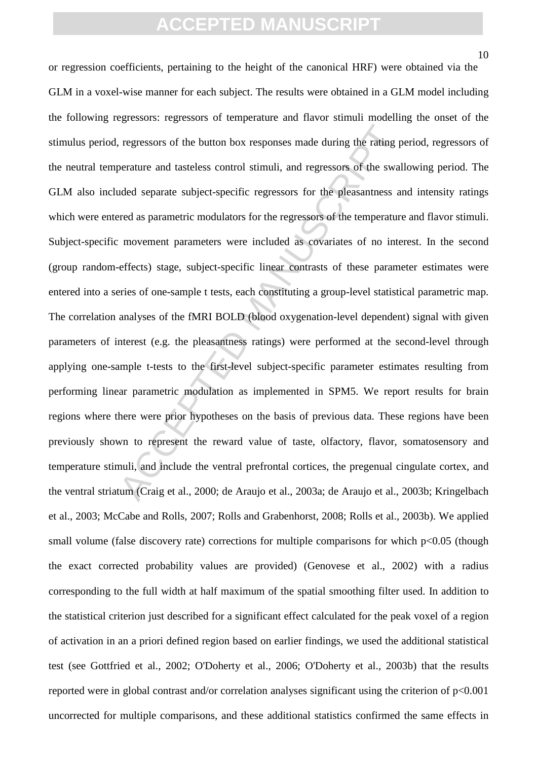or regression coefficients, pertaining to the height of the canonical HRF) were obtained via the GLM in a voxel-wise manner for each subject. The results were obtained in a GLM model including the following regressors: regressors of temperature and flavor stimuli modelling the onset of the stimulus period, regressors of the button box responses made during the rating period, regressors of the neutral temperature and tasteless control stimuli, and regressors of the swallowing period. The GLM also included separate subject-specific regressors for the pleasantness and intensity ratings which were entered as parametric modulators for the regressors of the temperature and flavor stimuli. Subject-specific movement parameters were included as covariates of no interest. In the second (group random-effects) stage, subject-specific linear contrasts of these parameter estimates were entered into a series of one-sample t tests, each constituting a group-level statistical parametric map. The correlation analyses of the fMRI BOLD (blood oxygenation-level dependent) signal with given parameters of interest (e.g. the pleasantness ratings) were performed at the second-level through applying one-sample t-tests to the first-level subject-specific parameter estimates resulting from performing linear parametric modulation as implemented in SPM5. We report results for brain regions where there were prior hypotheses on the basis of previous data. These regions have been previously shown to represent the reward value of taste, olfactory, flavor, somatosensory and temperature stimuli, and include the ventral prefrontal cortices, the pregenual cingulate cortex, and the ventral striatum (Craig et al., 2000; de Araujo et al., 2003a; de Araujo et al., 2003b; Kringelbach et al., 2003; McCabe and Rolls, 2007; Rolls and Grabenhorst, 2008; Rolls et al., 2003b). We applied small volume (false discovery rate) corrections for multiple comparisons for which $p<0.05$ (though the exact corrected probability values are provided) (Genovese et al., 2002) with a radius corresponding to the full width at half maximum of the spatial smoothing filter used. In addition to the statistical criterion just described for a significant effect calculated for the peak voxel of a region of activation in an a priori defined region based on earlier findings, we used the additional statistical test (see Gottfried et al., 2002; O'Doherty et al., 2006; O'Doherty et al., 2003b) that the results reported were in global contrast and/or correlation analyses significant using the criterion of $p<0.001$ uncorrected for multiple comparisons, and these additional statistics confirmed the same effects in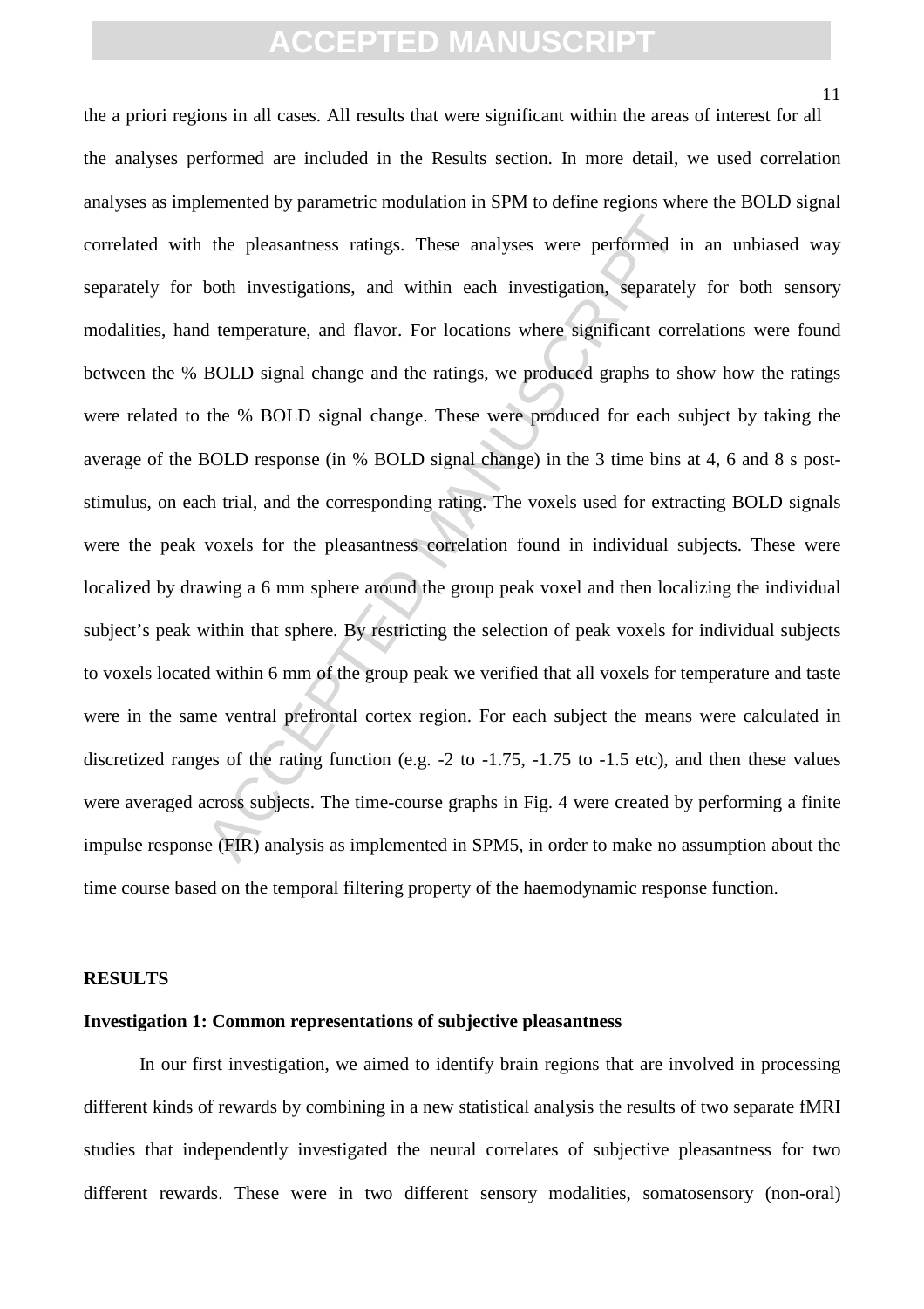the a priori regions in all cases. All results that were significant within the areas of interest for all the analyses performed are included in the Results section. In more detail, we used correlation analyses as implemented by parametric modulation in SPM to define regions where the BOLD signal correlated with the pleasantness ratings. These analyses were performed in an unbiased way separately for both investigations, and within each investigation, separately for both sensory modalities, hand temperature, and flavor. For locations where significant correlations were found between the % BOLD signal change and the ratings, we produced graphs to show how the ratings were related to the % BOLD signal change. These were produced for each subject by taking the average of the BOLD response (in % BOLD signal change) in the 3 time bins at 4, 6 and 8 s post-stimulus, on each trial, and the corresponding rating. The voxels used for extracting BOLD signals were the peak voxels for the pleasantness correlation found in individual subjects. These were localized by drawing a 6 mm sphere around the group peak voxel and then localizing the individual subject's peak within that sphere. By restricting the selection of peak voxels for individual subjects to voxels located within 6 mm of the group peak we verified that all voxels for temperature and taste were in the same ventral prefrontal cortex region. For each subject the means were calculated in discretized ranges of the rating function (e.g. -2 to -1.75, -1.75 to -1.5 etc), and then these values were averaged across subjects. The time-course graphs in Fig. 4 were created by performing a finite impulse response (FIR) analysis as implemented in SPM5, in order to make no assumption about the time course based on the temporal filtering property of the haemodynamic response function.

## RESULTS

### Investigation 1: Common representations of subjective pleasantness

In our first investigation, we aimed to identify brain regions that are involved in processing different kinds of rewards by combining in a new statistical analysis the results of two separate fMRI studies that independently investigated the neural correlates of subjective pleasantness for two different rewards. These were in two different sensory modalities, somatosensory (non-oral)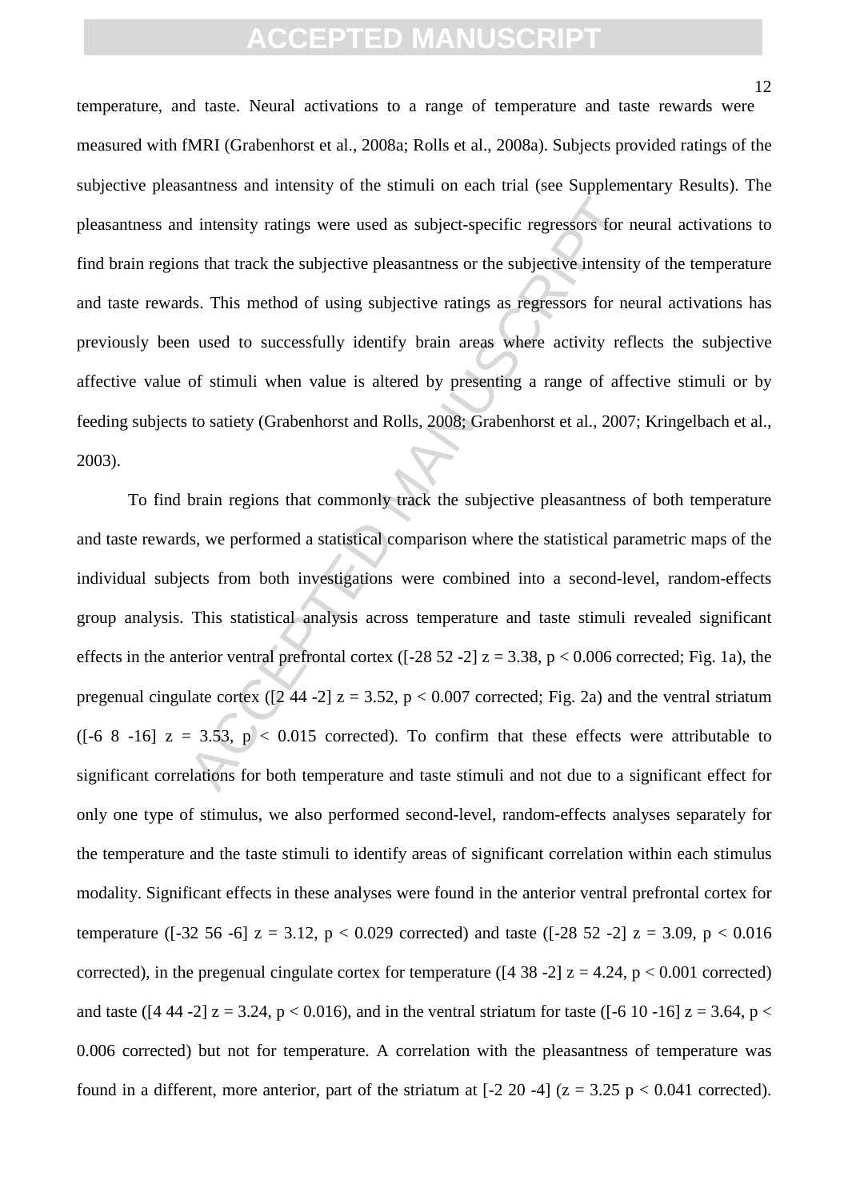temperature, and taste. Neural activations to a range of temperature and taste rewards were measured with fMRI (Grabenhorst et al., 2008a; Rolls et al., 2008a). Subjects provided ratings of the subjective pleasantness and intensity of the stimuli on each trial (see Supplementary Results). The pleasantness and intensity ratings were used as subject-specific regressors for neural activations to find brain regions that track the subjective pleasantness or the subjective intensity of the temperature and taste rewards. This method of using subjective ratings as regressors for neural activations has previously been used to successfully identify brain areas where activity reflects the subjective affective value of stimuli when value is altered by presenting a range of affective stimuli or by feeding subjects to satiety (Grabenhorst and Rolls, 2008; Grabenhorst et al., 2007; Kringelbach et al., 2003).

To find brain regions that commonly track the subjective pleasantness of both temperature and taste rewards, we performed a statistical comparison where the statistical parametric maps of the individual subjects from both investigations were combined into a second-level, random-effects group analysis. This statistical analysis across temperature and taste stimuli revealed significant effects in the anterior ventral prefrontal cortex ([-28 52 -2] $z = 3.38$, $p < 0.006$ corrected; Fig. 1a), the pregenual cingulate cortex ([2 44 -2] $z = 3.52$, $p < 0.007$ corrected; Fig. 2a) and the ventral striatum ([-6 8 -16] $z = 3.53$, $p < 0.015$ corrected). To confirm that these effects were attributable to significant correlations for both temperature and taste stimuli and not due to a significant effect for only one type of stimulus, we also performed second-level, random-effects analyses separately for the temperature and the taste stimuli to identify areas of significant correlation within each stimulus modality. Significant effects in these analyses were found in the anterior ventral prefrontal cortex for temperature ([-32 56 -6] $z = 3.12$, $p < 0.029$ corrected) and taste ([-28 52 -2] $z = 3.09$, $p < 0.016$ corrected), in the pregenual cingulate cortex for temperature ([4 38 -2] $z = 4.24$, $p < 0.001$ corrected) and taste ([4 44 -2] $z = 3.24$, $p < 0.016$), and in the ventral striatum for taste ([-6 10 -16] $z = 3.64$, $p < 0.006$ corrected) but not for temperature. A correlation with the pleasantness of temperature was found in a different, more anterior, part of the striatum at [-2 20 -4] ($z = 3.25$ $p < 0.041$ corrected).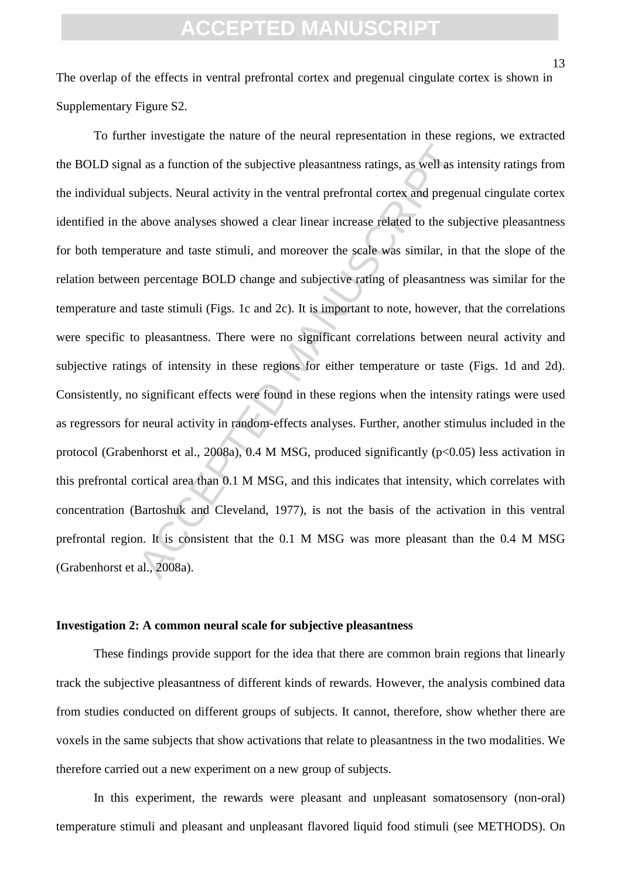The overlap of the effects in ventral prefrontal cortex and pregenual cingulate cortex is shown in Supplementary Figure S2.

To further investigate the nature of the neural representation in these regions, we extracted the BOLD signal as a function of the subjective pleasantness ratings, as well as intensity ratings from the individual subjects. Neural activity in the ventral prefrontal cortex and pregenual cingulate cortex identified in the above analyses showed a clear linear increase related to the subjective pleasantness for both temperature and taste stimuli, and moreover the scale was similar, in that the slope of the relation between percentage BOLD change and subjective rating of pleasantness was similar for the temperature and taste stimuli (Figs. 1c and 2c). It is important to note, however, that the correlations were specific to pleasantness. There were no significant correlations between neural activity and subjective ratings of intensity in these regions for either temperature or taste (Figs. 1d and 2d). Consistently, no significant effects were found in these regions when the intensity ratings were used as regressors for neural activity in random-effects analyses. Further, another stimulus included in the protocol (Grabenhorst et al., 2008a), 0.4 M MSG, produced significantly ($p<0.05$) less activation in this prefrontal cortical area than 0.1 M MSG, and this indicates that intensity, which correlates with concentration (Bartoshuk and Cleveland, 1977), is not the basis of the activation in this ventral prefrontal region. It is consistent that the 0.1 M MSG was more pleasant than the 0.4 M MSG (Grabenhorst et al., 2008a).

**Investigation 2: A common neural scale for subjective pleasantness**

These findings provide support for the idea that there are common brain regions that linearly track the subjective pleasantness of different kinds of rewards. However, the analysis combined data from studies conducted on different groups of subjects. It cannot, therefore, show whether there are voxels in the same subjects that show activations that relate to pleasantness in the two modalities. We therefore carried out a new experiment on a new group of subjects.

In this experiment, the rewards were pleasant and unpleasant somatosensory (non-oral) temperature stimuli and pleasant and unpleasant flavored liquid food stimuli (see METHODS). On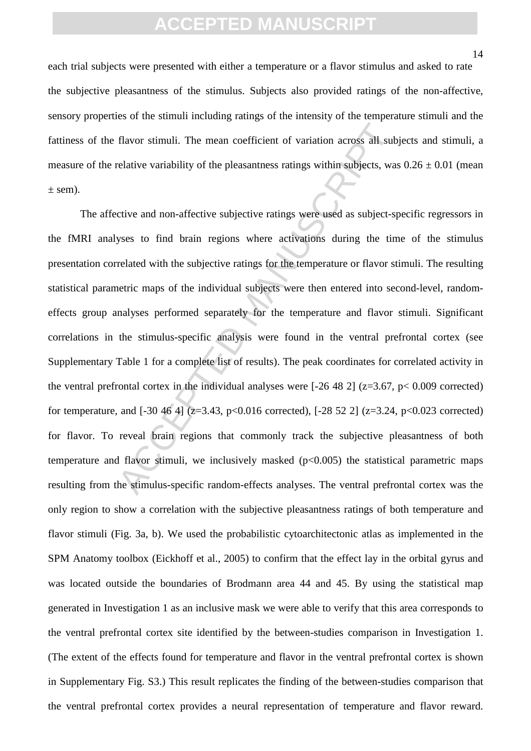each trial subjects were presented with either a temperature or a flavor stimulus and asked to rate the subjective pleasantness of the stimulus. Subjects also provided ratings of the non-affective, sensory properties of the stimuli including ratings of the intensity of the temperature stimuli and the fattiness of the flavor stimuli. The mean coefficient of variation across all subjects and stimuli, a measure of the relative variability of the pleasantness ratings within subjects, was $0.26 \pm 0.01$ (mean $\pm$ sem).

The affective and non-affective subjective ratings were used as subject-specific regressors in the fMRI analyses to find brain regions where activations during the time of the stimulus presentation correlated with the subjective ratings for the temperature or flavor stimuli. The resulting statistical parametric maps of the individual subjects were then entered into second-level, random-effects group analyses performed separately for the temperature and flavor stimuli. Significant correlations in the stimulus-specific analysis were found in the ventral prefrontal cortex (see Supplementary Table 1 for a complete list of results). The peak coordinates for correlated activity in the ventral prefrontal cortex in the individual analyses were [-26 48 2] ($z=3.67$, $p< 0.009$ corrected) for temperature, and [-30 46 4] ($z=3.43$, $p<0.016$ corrected), [-28 52 2] ($z=3.24$, $p<0.023$ corrected) for flavor. To reveal brain regions that commonly track the subjective pleasantness of both temperature and flavor stimuli, we inclusively masked ($p<0.005$) the statistical parametric maps resulting from the stimulus-specific random-effects analyses. The ventral prefrontal cortex was the only region to show a correlation with the subjective pleasantness ratings of both temperature and flavor stimuli (Fig. 3a, b). We used the probabilistic cytoarchitectonic atlas as implemented in the SPM Anatomy toolbox (Eickhoff et al., 2005) to confirm that the effect lay in the orbital gyrus and was located outside the boundaries of Brodmann area 44 and 45. By using the statistical map generated in Investigation 1 as an inclusive mask we were able to verify that this area corresponds to the ventral prefrontal cortex site identified by the between-studies comparison in Investigation 1. (The extent of the effects found for temperature and flavor in the ventral prefrontal cortex is shown in Supplementary Fig. S3.) This result replicates the finding of the between-studies comparison that the ventral prefrontal cortex provides a neural representation of temperature and flavor reward.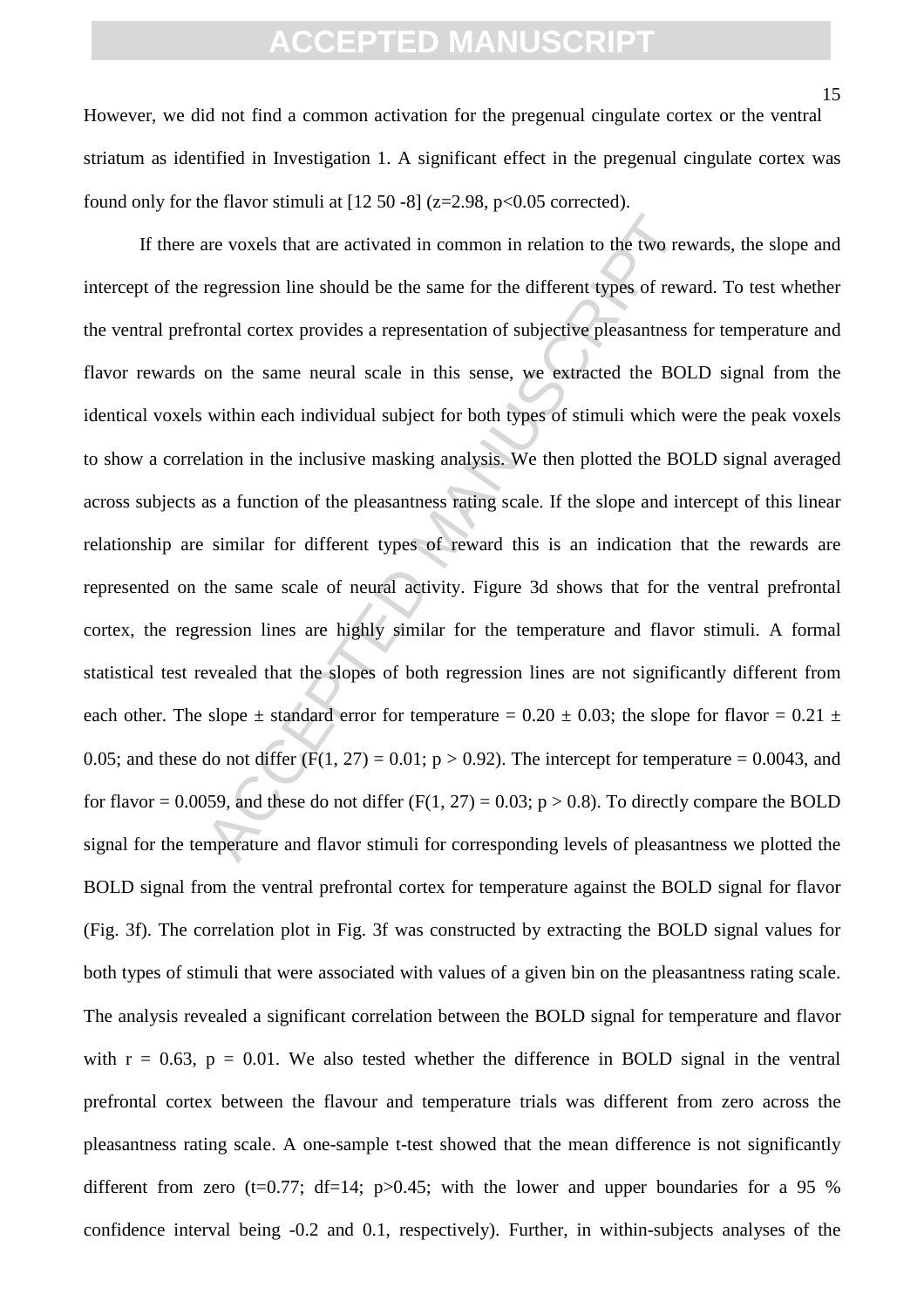However, we did not find a common activation for the pregenual cingulate cortex or the ventral striatum as identified in Investigation 1. A significant effect in the pregenual cingulate cortex was found only for the flavor stimuli at [12 50 -8] ($z=2.98$, $p<0.05$ corrected).

If there are voxels that are activated in common in relation to the two rewards, the slope and intercept of the regression line should be the same for the different types of reward. To test whether the ventral prefrontal cortex provides a representation of subjective pleasantness for temperature and flavor rewards on the same neural scale in this sense, we extracted the BOLD signal from the identical voxels within each individual subject for both types of stimuli which were the peak voxels to show a correlation in the inclusive masking analysis. We then plotted the BOLD signal averaged across subjects as a function of the pleasantness rating scale. If the slope and intercept of this linear relationship are similar for different types of reward this is an indication that the rewards are represented on the same scale of neural activity. Figure 3d shows that for the ventral prefrontal cortex, the regression lines are highly similar for the temperature and flavor stimuli. A formal statistical test revealed that the slopes of both regression lines are not significantly different from each other. The slope ± standard error for temperature = 0.20 ± 0.03; the slope for flavor = 0.21 ± 0.05; and these do not differ ($F(1, 27) = 0.01$; $p > 0.92$). The intercept for temperature = 0.0043, and for flavor = 0.0059, and these do not differ ($F(1, 27) = 0.03$; $p > 0.8$). To directly compare the BOLD signal for the temperature and flavor stimuli for corresponding levels of pleasantness we plotted the BOLD signal from the ventral prefrontal cortex for temperature against the BOLD signal for flavor (Fig. 3f). The correlation plot in Fig. 3f was constructed by extracting the BOLD signal values for both types of stimuli that were associated with values of a given bin on the pleasantness rating scale. The analysis revealed a significant correlation between the BOLD signal for temperature and flavor with $r = 0.63$, $p = 0.01$. We also tested whether the difference in BOLD signal in the ventral prefrontal cortex between the flavour and temperature trials was different from zero across the pleasantness rating scale. A one-sample t-test showed that the mean difference is not significantly different from zero ($t=0.77$; $df=14$; $p>0.45$; with the lower and upper boundaries for a 95 % confidence interval being -0.2 and 0.1, respectively). Further, in within-subjects analyses of the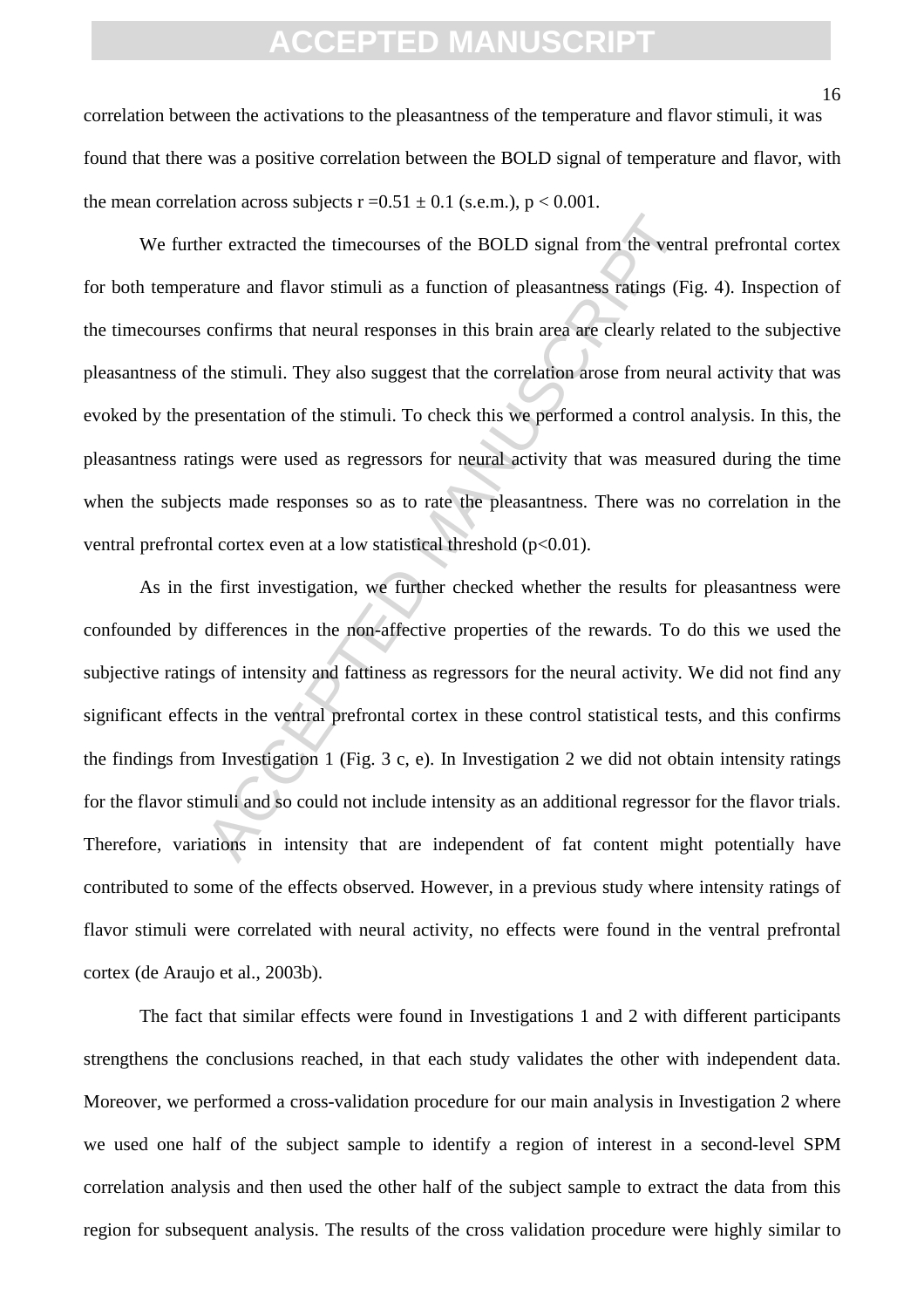correlation between the activations to the pleasantness of the temperature and flavor stimuli, it was found that there was a positive correlation between the BOLD signal of temperature and flavor, with the mean correlation across subjects $r = 0.51 \pm 0.1$ (s.e.m.), $p < 0.001$.

We further extracted the timecourses of the BOLD signal from the ventral prefrontal cortex for both temperature and flavor stimuli as a function of pleasantness ratings (Fig. 4). Inspection of the timecourses confirms that neural responses in this brain area are clearly related to the subjective pleasantness of the stimuli. They also suggest that the correlation arose from neural activity that was evoked by the presentation of the stimuli. To check this we performed a control analysis. In this, the pleasantness ratings were used as regressors for neural activity that was measured during the time when the subjects made responses so as to rate the pleasantness. There was no correlation in the ventral prefrontal cortex even at a low statistical threshold ($p<0.01$).

As in the first investigation, we further checked whether the results for pleasantness were confounded by differences in the non-affective properties of the rewards. To do this we used the subjective ratings of intensity and fattiness as regressors for the neural activity. We did not find any significant effects in the ventral prefrontal cortex in these control statistical tests, and this confirms the findings from Investigation 1 (Fig. 3 c, e). In Investigation 2 we did not obtain intensity ratings for the flavor stimuli and so could not include intensity as an additional regressor for the flavor trials. Therefore, variations in intensity that are independent of fat content might potentially have contributed to some of the effects observed. However, in a previous study where intensity ratings of flavor stimuli were correlated with neural activity, no effects were found in the ventral prefrontal cortex (de Araujo et al., 2003b).

The fact that similar effects were found in Investigations 1 and 2 with different participants strengthens the conclusions reached, in that each study validates the other with independent data. Moreover, we performed a cross-validation procedure for our main analysis in Investigation 2 where we used one half of the subject sample to identify a region of interest in a second-level SPM correlation analysis and then used the other half of the subject sample to extract the data from this region for subsequent analysis. The results of the cross validation procedure were highly similar to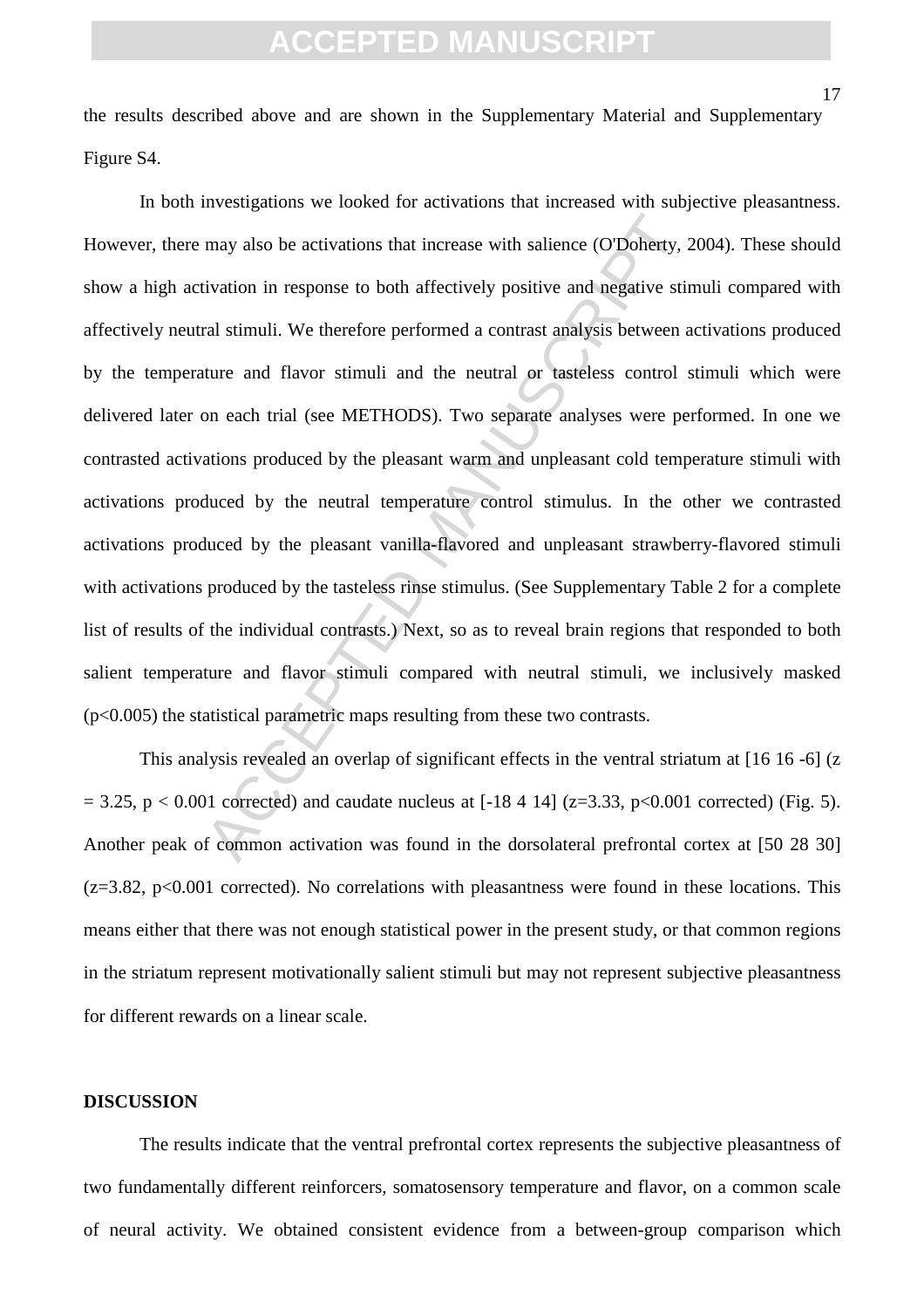the results described above and are shown in the Supplementary Material and Supplementary Figure S4.

In both investigations we looked for activations that increased with subjective pleasantness. However, there may also be activations that increase with salience (O'Doherty, 2004). These should show a high activation in response to both affectively positive and negative stimuli compared with affectively neutral stimuli. We therefore performed a contrast analysis between activations produced by the temperature and flavor stimuli and the neutral or tasteless control stimuli which were delivered later on each trial (see METHODS). Two separate analyses were performed. In one we contrasted activations produced by the pleasant warm and unpleasant cold temperature stimuli with activations produced by the neutral temperature control stimulus. In the other we contrasted activations produced by the pleasant vanilla-flavored and unpleasant strawberry-flavored stimuli with activations produced by the tasteless rinse stimulus. (See Supplementary Table 2 for a complete list of results of the individual contrasts.) Next, so as to reveal brain regions that responded to both salient temperature and flavor stimuli compared with neutral stimuli, we inclusively masked ($p<0.005$) the statistical parametric maps resulting from these two contrasts.

This analysis revealed an overlap of significant effects in the ventral striatum at [16 16 -6] ($z = 3.25$, $p < 0.001$ corrected) and caudate nucleus at [-18 4 14] ($z=3.33$, $p<0.001$ corrected) (Fig. 5). Another peak of common activation was found in the dorsolateral prefrontal cortex at [50 28 30] ($z=3.82$, $p<0.001$ corrected). No correlations with pleasantness were found in these locations. This means either that there was not enough statistical power in the present study, or that common regions in the striatum represent motivationally salient stimuli but may not represent subjective pleasantness for different rewards on a linear scale.

## DISCUSSION

The results indicate that the ventral prefrontal cortex represents the subjective pleasantness of two fundamentally different reinforcers, somatosensory temperature and flavor, on a common scale of neural activity. We obtained consistent evidence from a between-group comparison which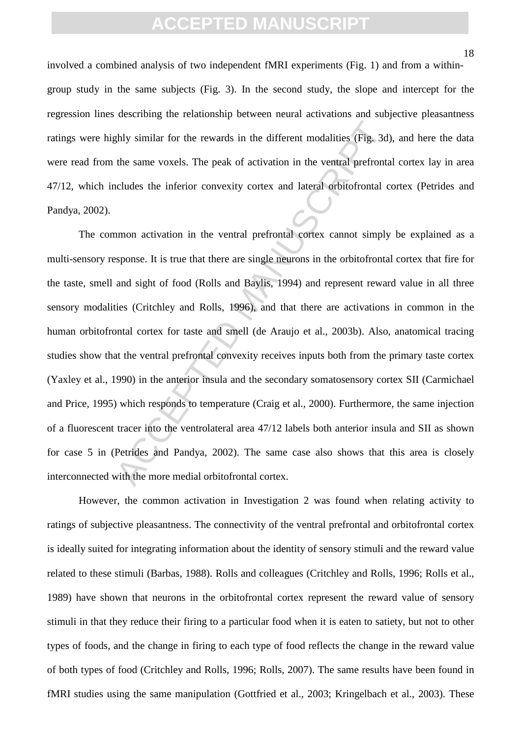involved a combined analysis of two independent fMRI experiments (Fig. 1) and from a within-group study in the same subjects (Fig. 3). In the second study, the slope and intercept for the regression lines describing the relationship between neural activations and subjective pleasantness ratings were highly similar for the rewards in the different modalities (Fig. 3d), and here the data were read from the same voxels. The peak of activation in the ventral prefrontal cortex lay in area 47/12, which includes the inferior convexity cortex and lateral orbitofrontal cortex (Petrides and Pandya, 2002).

The common activation in the ventral prefrontal cortex cannot simply be explained as a multi-sensory response. It is true that there are single neurons in the orbitofrontal cortex that fire for the taste, smell and sight of food (Rolls and Baylis, 1994) and represent reward value in all three sensory modalities (Critchley and Rolls, 1996), and that there are activations in common in the human orbitofrontal cortex for taste and smell (de Araujo et al., 2003b). Also, anatomical tracing studies show that the ventral prefrontal convexity receives inputs both from the primary taste cortex (Yaxley et al., 1990) in the anterior insula and the secondary somatosensory cortex SII (Carmichael and Price, 1995) which responds to temperature (Craig et al., 2000). Furthermore, the same injection of a fluorescent tracer into the ventrolateral area 47/12 labels both anterior insula and SII as shown for case 5 in (Petrides and Pandya, 2002). The same case also shows that this area is closely interconnected with the more medial orbitofrontal cortex.

However, the common activation in Investigation 2 was found when relating activity to ratings of subjective pleasantness. The connectivity of the ventral prefrontal and orbitofrontal cortex is ideally suited for integrating information about the identity of sensory stimuli and the reward value related to these stimuli (Barbas, 1988). Rolls and colleagues (Critchley and Rolls, 1996; Rolls et al., 1989) have shown that neurons in the orbitofrontal cortex represent the reward value of sensory stimuli in that they reduce their firing to a particular food when it is eaten to satiety, but not to other types of foods, and the change in firing to each type of food reflects the change in the reward value of both types of food (Critchley and Rolls, 1996; Rolls, 2007). The same results have been found in fMRI studies using the same manipulation (Gottfried et al., 2003; Kringelbach et al., 2003). These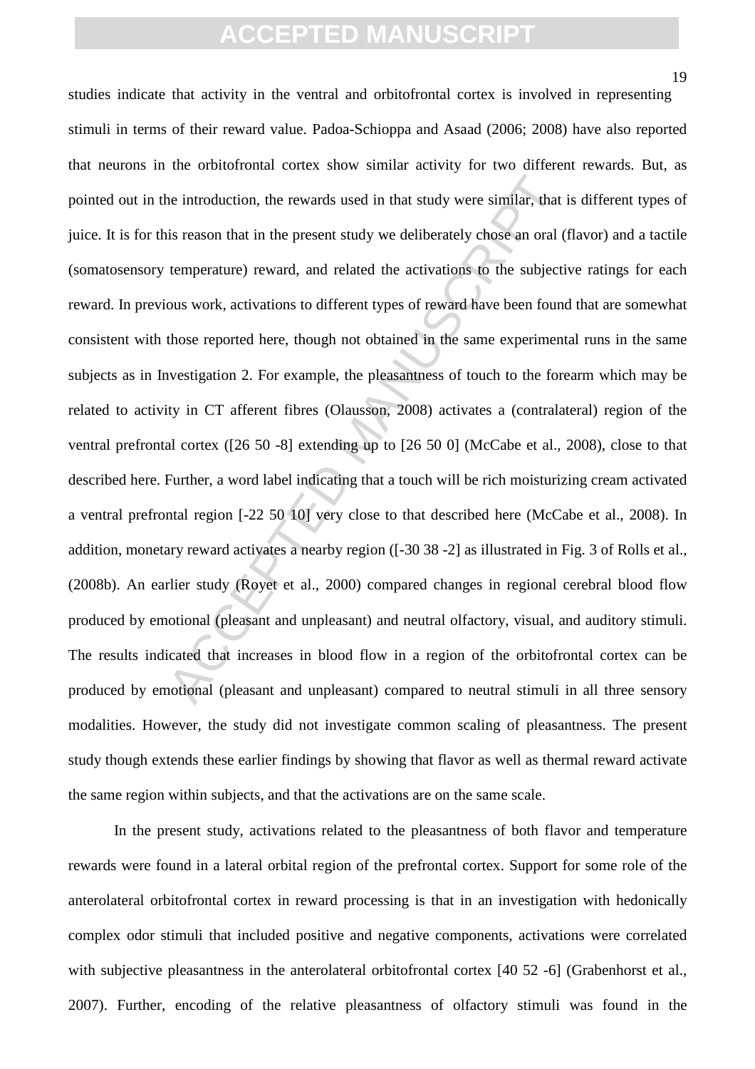studies indicate that activity in the ventral and orbitofrontal cortex is involved in representing stimuli in terms of their reward value. Padoa-Schioppa and Asaad (2006; 2008) have also reported that neurons in the orbitofrontal cortex show similar activity for two different rewards. But, as pointed out in the introduction, the rewards used in that study were similar, that is different types of juice. It is for this reason that in the present study we deliberately chose an oral (flavor) and a tactile (somatosensory temperature) reward, and related the activations to the subjective ratings for each reward. In previous work, activations to different types of reward have been found that are somewhat consistent with those reported here, though not obtained in the same experimental runs in the same subjects as in Investigation 2. For example, the pleasantness of touch to the forearm which may be related to activity in CT afferent fibres (Olausson, 2008) activates a (contralateral) region of the ventral prefrontal cortex ([26 50 -8] extending up to [26 50 0] (McCabe et al., 2008), close to that described here. Further, a word label indicating that a touch will be rich moisturizing cream activated a ventral prefrontal region [-22 50 10] very close to that described here (McCabe et al., 2008). In addition, monetary reward activates a nearby region ([-30 38 -2] as illustrated in Fig. 3 of Rolls et al., (2008b). An earlier study (Royet et al., 2000) compared changes in regional cerebral blood flow produced by emotional (pleasant and unpleasant) and neutral olfactory, visual, and auditory stimuli. The results indicated that increases in blood flow in a region of the orbitofrontal cortex can be produced by emotional (pleasant and unpleasant) compared to neutral stimuli in all three sensory modalities. However, the study did not investigate common scaling of pleasantness. The present study though extends these earlier findings by showing that flavor as well as thermal reward activate the same region within subjects, and that the activations are on the same scale.

In the present study, activations related to the pleasantness of both flavor and temperature rewards were found in a lateral orbital region of the prefrontal cortex. Support for some role of the anterolateral orbitofrontal cortex in reward processing is that in an investigation with hedonically complex odor stimuli that included positive and negative components, activations were correlated with subjective pleasantness in the anterolateral orbitofrontal cortex [40 52 -6] (Grabenhorst et al., 2007). Further, encoding of the relative pleasantness of olfactory stimuli was found in the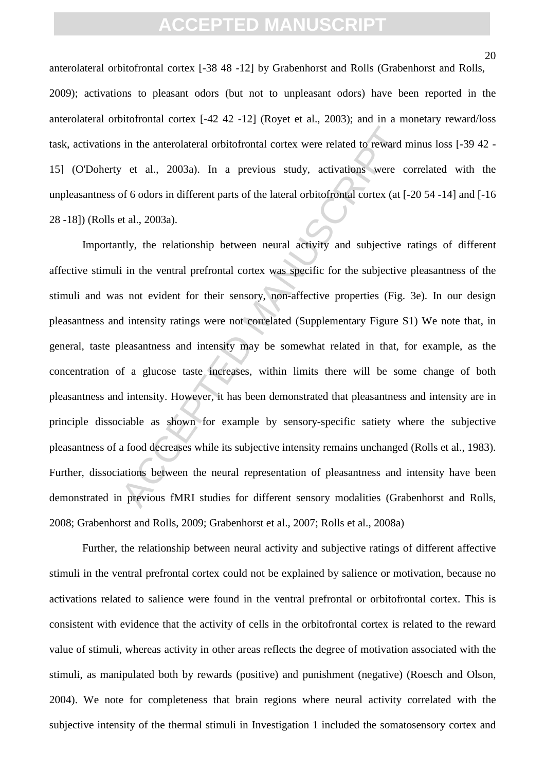anterolateral orbitofrontal cortex [-38 48 -12] by Grabenhorst and Rolls (Grabenhorst and Rolls, 2009); activations to pleasant odors (but not to unpleasant odors) have been reported in the anterolateral orbitofrontal cortex [-42 42 -12] (Royet et al., 2003); and in a monetary reward/loss task, activations in the anterolateral orbitofrontal cortex were related to reward minus loss [-39 42 -15] (O'Doherty et al., 2003a). In a previous study, activations were correlated with the unpleasantness of 6 odors in different parts of the lateral orbitofrontal cortex (at [-20 54 -14] and [-16 28 -18]) (Rolls et al., 2003a).

Importantly, the relationship between neural activity and subjective ratings of different affective stimuli in the ventral prefrontal cortex was specific for the subjective pleasantness of the stimuli and was not evident for their sensory, non-affective properties (Fig. 3e). In our design pleasantness and intensity ratings were not correlated (Supplementary Figure S1) We note that, in general, taste pleasantness and intensity may be somewhat related in that, for example, as the concentration of a glucose taste increases, within limits there will be some change of both pleasantness and intensity. However, it has been demonstrated that pleasantness and intensity are in principle dissociable as shown for example by sensory-specific satiety where the subjective pleasantness of a food decreases while its subjective intensity remains unchanged (Rolls et al., 1983). Further, dissociations between the neural representation of pleasantness and intensity have been demonstrated in previous fMRI studies for different sensory modalities (Grabenhorst and Rolls, 2008; Grabenhorst and Rolls, 2009; Grabenhorst et al., 2007; Rolls et al., 2008a)

Further, the relationship between neural activity and subjective ratings of different affective stimuli in the ventral prefrontal cortex could not be explained by salience or motivation, because no activations related to salience were found in the ventral prefrontal or orbitofrontal cortex. This is consistent with evidence that the activity of cells in the orbitofrontal cortex is related to the reward value of stimuli, whereas activity in other areas reflects the degree of motivation associated with the stimuli, as manipulated both by rewards (positive) and punishment (negative) (Roesch and Olson, 2004). We note for completeness that brain regions where neural activity correlated with the subjective intensity of the thermal stimuli in Investigation 1 included the somatosensory cortex and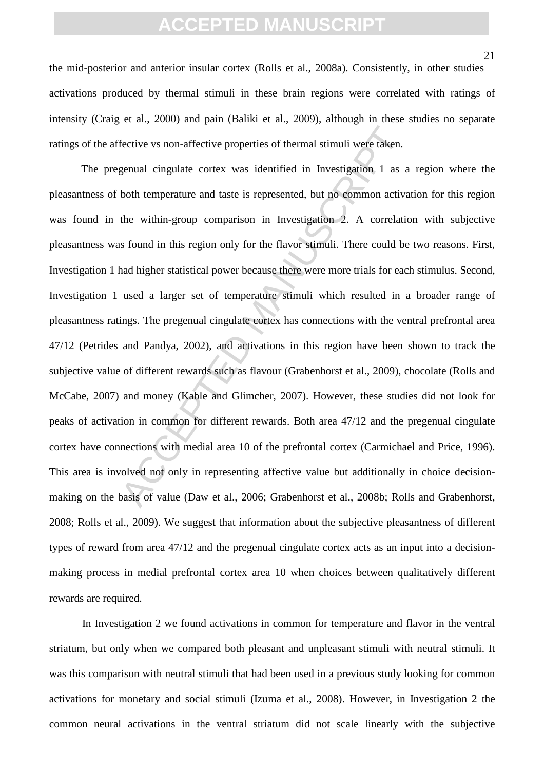the mid-posterior and anterior insular cortex (Rolls et al., 2008a). Consistently, in other studies activations produced by thermal stimuli in these brain regions were correlated with ratings of intensity (Craig et al., 2000) and pain (Baliki et al., 2009), although in these studies no separate ratings of the affective vs non-affective properties of thermal stimuli were taken.

The pregenual cingulate cortex was identified in Investigation 1 as a region where the pleasantness of both temperature and taste is represented, but no common activation for this region was found in the within-group comparison in Investigation 2. A correlation with subjective pleasantness was found in this region only for the flavor stimuli. There could be two reasons. First, Investigation 1 had higher statistical power because there were more trials for each stimulus. Second, Investigation 1 used a larger set of temperature stimuli which resulted in a broader range of pleasantness ratings. The pregenual cingulate cortex has connections with the ventral prefrontal area 47/12 (Petrides and Pandya, 2002), and activations in this region have been shown to track the subjective value of different rewards such as flavour (Grabenhorst et al., 2009), chocolate (Rolls and McCabe, 2007) and money (Kable and Glimcher, 2007). However, these studies did not look for peaks of activation in common for different rewards. Both area 47/12 and the pregenual cingulate cortex have connections with medial area 10 of the prefrontal cortex (Carmichael and Price, 1996). This area is involved not only in representing affective value but additionally in choice decision-making on the basis of value (Daw et al., 2006; Grabenhorst et al., 2008b; Rolls and Grabenhorst, 2008; Rolls et al., 2009). We suggest that information about the subjective pleasantness of different types of reward from area 47/12 and the pregenual cingulate cortex acts as an input into a decision-making process in medial prefrontal cortex area 10 when choices between qualitatively different rewards are required.

In Investigation 2 we found activations in common for temperature and flavor in the ventral striatum, but only when we compared both pleasant and unpleasant stimuli with neutral stimuli. It was this comparison with neutral stimuli that had been used in a previous study looking for common activations for monetary and social stimuli (Izuma et al., 2008). However, in Investigation 2 the common neural activations in the ventral striatum did not scale linearly with the subjective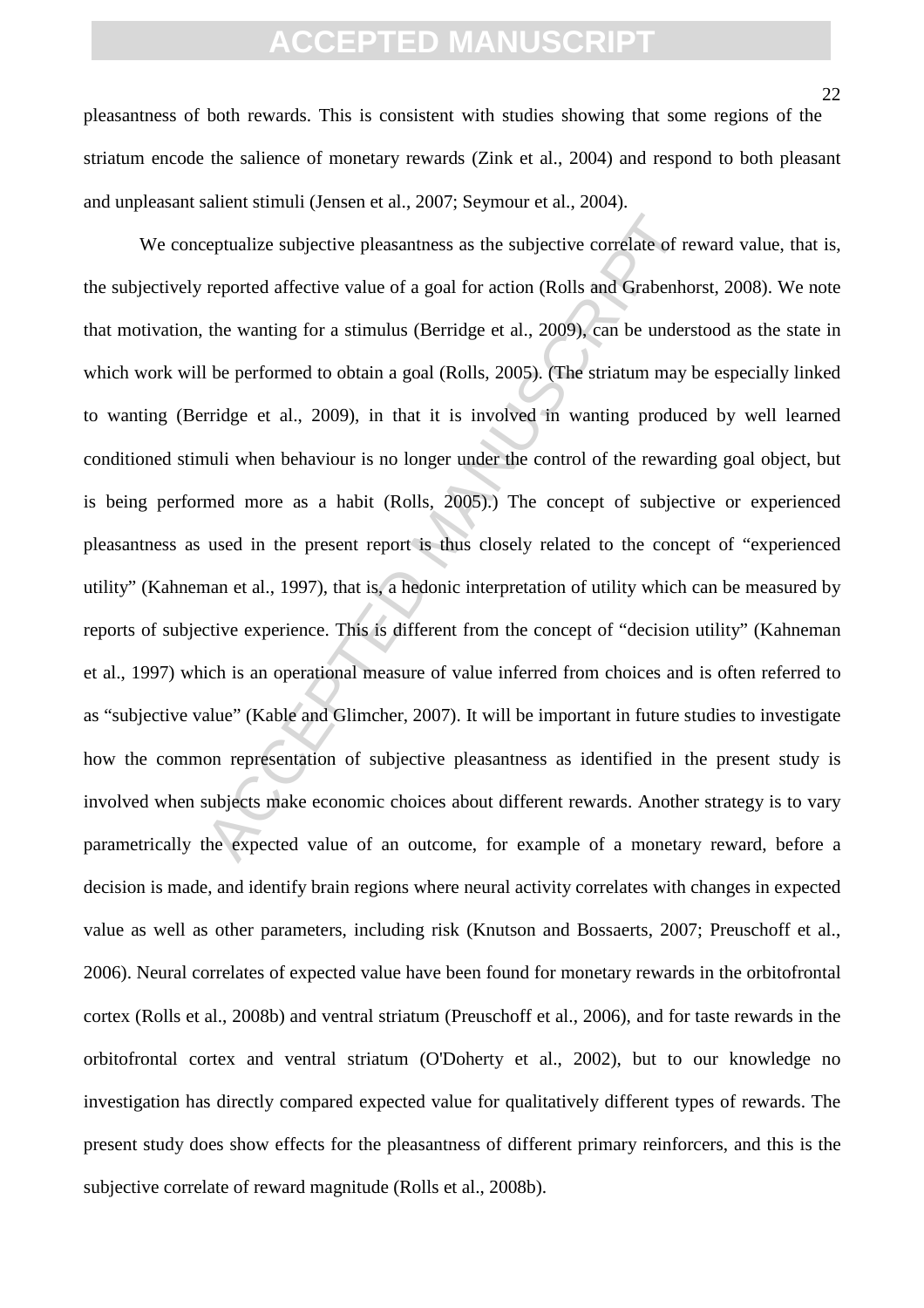pleasantness of both rewards. This is consistent with studies showing that some regions of the striatum encode the salience of monetary rewards (Zink et al., 2004) and respond to both pleasant and unpleasant salient stimuli (Jensen et al., 2007; Seymour et al., 2004).

We conceptualize subjective pleasantness as the subjective correlate of reward value, that is, the subjectively reported affective value of a goal for action (Rolls and Grabenhorst, 2008). We note that motivation, the wanting for a stimulus (Berridge et al., 2009), can be understood as the state in which work will be performed to obtain a goal (Rolls, 2005). (The striatum may be especially linked to wanting (Berridge et al., 2009), in that it is involved in wanting produced by well learned conditioned stimuli when behaviour is no longer under the control of the rewarding goal object, but is being performed more as a habit (Rolls, 2005).) The concept of subjective or experienced pleasantness as used in the present report is thus closely related to the concept of "experienced utility" (Kahneman et al., 1997), that is, a hedonic interpretation of utility which can be measured by reports of subjective experience. This is different from the concept of "decision utility" (Kahneman et al., 1997) which is an operational measure of value inferred from choices and is often referred to as "subjective value" (Kable and Glimcher, 2007). It will be important in future studies to investigate how the common representation of subjective pleasantness as identified in the present study is involved when subjects make economic choices about different rewards. Another strategy is to vary parametrically the expected value of an outcome, for example of a monetary reward, before a decision is made, and identify brain regions where neural activity correlates with changes in expected value as well as other parameters, including risk (Knutson and Bossaerts, 2007; Preuschoff et al., 2006). Neural correlates of expected value have been found for monetary rewards in the orbitofrontal cortex (Rolls et al., 2008b) and ventral striatum (Preuschoff et al., 2006), and for taste rewards in the orbitofrontal cortex and ventral striatum (O'Doherty et al., 2002), but to our knowledge no investigation has directly compared expected value for qualitatively different types of rewards. The present study does show effects for the pleasantness of different primary reinforcers, and this is the subjective correlate of reward magnitude (Rolls et al., 2008b).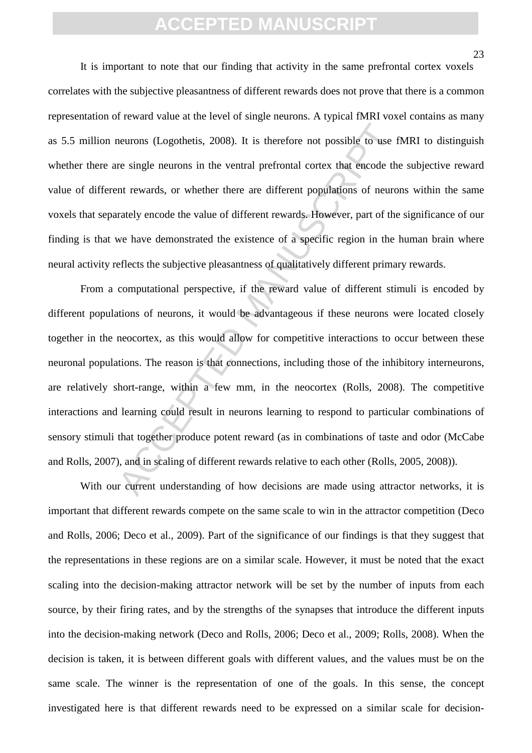It is important to note that our finding that activity in the same prefrontal cortex voxels correlates with the subjective pleasantness of different rewards does not prove that there is a common representation of reward value at the level of single neurons. A typical fMRI voxel contains as many as 5.5 million neurons (Logothetis, 2008). It is therefore not possible to use fMRI to distinguish whether there are single neurons in the ventral prefrontal cortex that encode the subjective reward value of different rewards, or whether there are different populations of neurons within the same voxels that separately encode the value of different rewards. However, part of the significance of our finding is that we have demonstrated the existence of a specific region in the human brain where neural activity reflects the subjective pleasantness of qualitatively different primary rewards.

From a computational perspective, if the reward value of different stimuli is encoded by different populations of neurons, it would be advantageous if these neurons were located closely together in the neocortex, as this would allow for competitive interactions to occur between these neuronal populations. The reason is that connections, including those of the inhibitory interneurons, are relatively short-range, within a few mm, in the neocortex (Rolls, 2008). The competitive interactions and learning could result in neurons learning to respond to particular combinations of sensory stimuli that together produce potent reward (as in combinations of taste and odor (McCabe and Rolls, 2007), and in scaling of different rewards relative to each other (Rolls, 2005, 2008)).

With our current understanding of how decisions are made using attractor networks, it is important that different rewards compete on the same scale to win in the attractor competition (Deco and Rolls, 2006; Deco et al., 2009). Part of the significance of our findings is that they suggest that the representations in these regions are on a similar scale. However, it must be noted that the exact scaling into the decision-making attractor network will be set by the number of inputs from each source, by their firing rates, and by the strengths of the synapses that introduce the different inputs into the decision-making network (Deco and Rolls, 2006; Deco et al., 2009; Rolls, 2008). When the decision is taken, it is between different goals with different values, and the values must be on the same scale. The winner is the representation of one of the goals. In this sense, the concept investigated here is that different rewards need to be expressed on a similar scale for decision-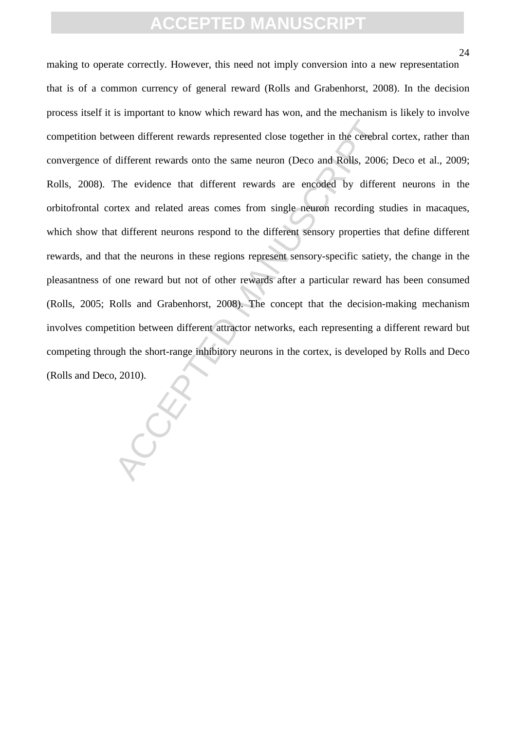making to operate correctly. However, this need not imply conversion into a new representation that is of a common currency of general reward (Rolls and Grabenhorst, 2008). In the decision process itself it is important to know which reward has won, and the mechanism is likely to involve competition between different rewards represented close together in the cerebral cortex, rather than convergence of different rewards onto the same neuron (Deco and Rolls, 2006; Deco et al., 2009; Rolls, 2008). The evidence that different rewards are encoded by different neurons in the orbitofrontal cortex and related areas comes from single neuron recording studies in macaques, which show that different neurons respond to the different sensory properties that define different rewards, and that the neurons in these regions represent sensory-specific satiety, the change in the pleasantness of one reward but not of other rewards after a particular reward has been consumed (Rolls, 2005; Rolls and Grabenhorst, 2008). The concept that the decision-making mechanism involves competition between different attractor networks, each representing a different reward but competing through the short-range inhibitory neurons in the cortex, is developed by Rolls and Deco (Rolls and Deco, 2010).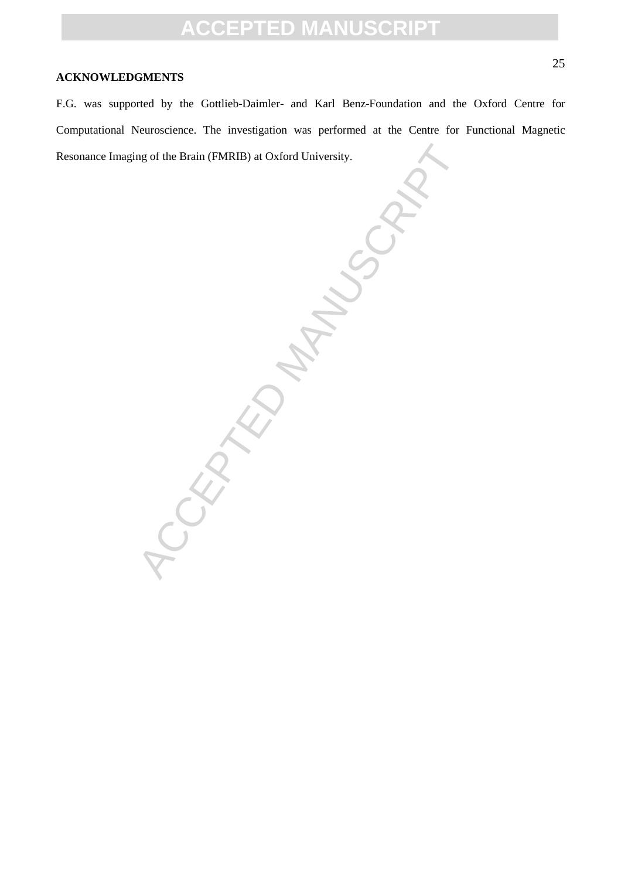## ACKNOWLEDGMENTS

F.G. was supported by the Gottlieb-Daimler- and Karl Benz-Foundation and the Oxford Centre for Computational Neuroscience. The investigation was performed at the Centre for Functional Magnetic Resonance Imaging of the Brain (FMRIB) at Oxford University.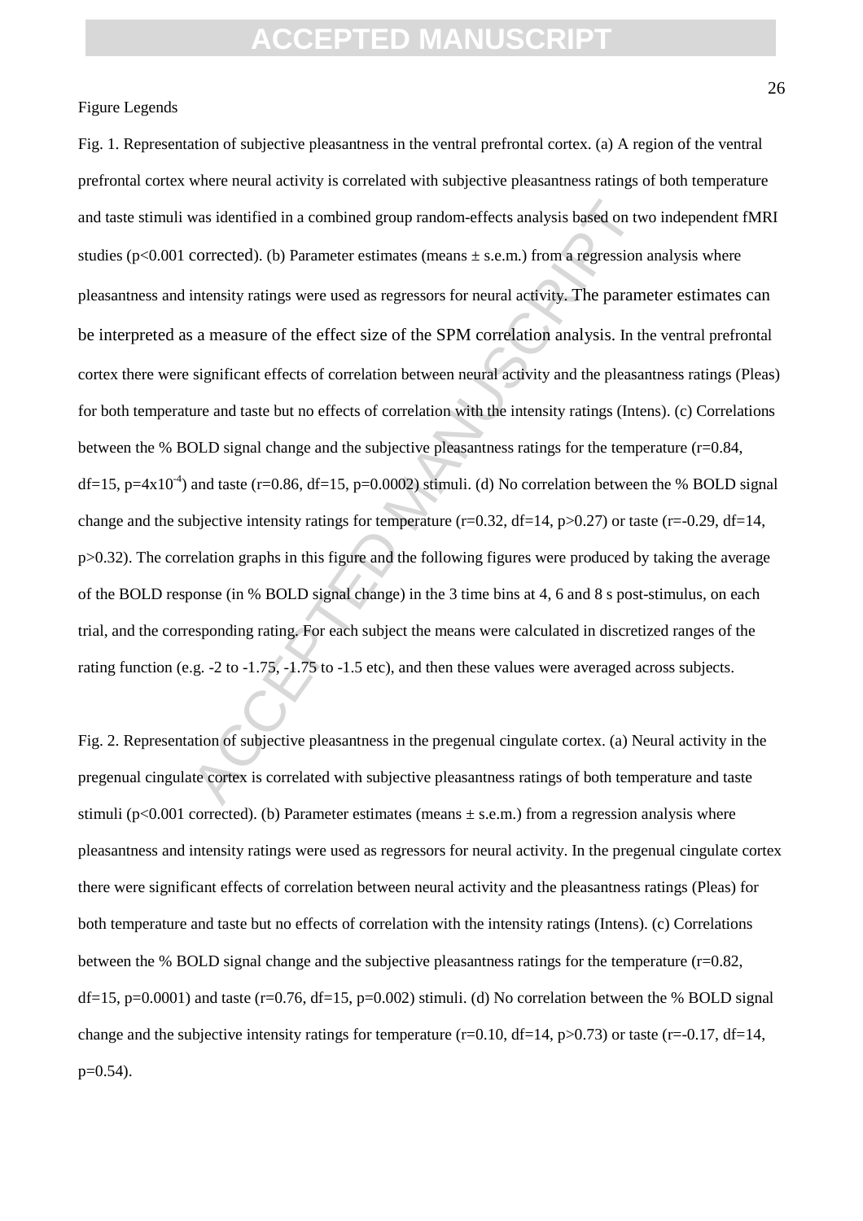Figure Legends

Fig. 1. Representation of subjective pleasantness in the ventral prefrontal cortex. (a) A region of the ventral prefrontal cortex where neural activity is correlated with subjective pleasantness ratings of both temperature and taste stimuli was identified in a combined group random-effects analysis based on two independent fMRI studies ($p<0.001$ corrected). (b) Parameter estimates (means ± s.e.m.) from a regression analysis where pleasantness and intensity ratings were used as regressors for neural activity. The parameter estimates can be interpreted as a measure of the effect size of the SPM correlation analysis. In the ventral prefrontal cortex there were significant effects of correlation between neural activity and the pleasantness ratings (Pleas) for both temperature and taste but no effects of correlation with the intensity ratings (Intens). (c) Correlations between the % BOLD signal change and the subjective pleasantness ratings for the temperature ($r=0.84$, $df=15$, $p=4x10^{-4}$) and taste ($r=0.86$, $df=15$, $p=0.0002$) stimuli. (d) No correlation between the % BOLD signal change and the subjective intensity ratings for temperature ($r=0.32$, $df=14$, $p>0.27$) or taste ($r=-0.29$, $df=14$, $p>0.32$). The correlation graphs in this figure and the following figures were produced by taking the average of the BOLD response (in % BOLD signal change) in the 3 time bins at 4, 6 and 8 s post-stimulus, on each trial, and the corresponding rating. For each subject the means were calculated in discretized ranges of the rating function (e.g. -2 to -1.75, -1.75 to -1.5 etc), and then these values were averaged across subjects.

Fig. 2. Representation of subjective pleasantness in the pregenual cingulate cortex. (a) Neural activity in the pregenual cingulate cortex is correlated with subjective pleasantness ratings of both temperature and taste stimuli ($p<0.001$ corrected). (b) Parameter estimates (means ± s.e.m.) from a regression analysis where pleasantness and intensity ratings were used as regressors for neural activity. In the pregenual cingulate cortex there were significant effects of correlation between neural activity and the pleasantness ratings (Pleas) for both temperature and taste but no effects of correlation with the intensity ratings (Intens). (c) Correlations between the % BOLD signal change and the subjective pleasantness ratings for the temperature ($r=0.82$, $df=15$, $p=0.0001$) and taste ($r=0.76$, $df=15$, $p=0.002$) stimuli. (d) No correlation between the % BOLD signal change and the subjective intensity ratings for temperature ($r=0.10$, $df=14$, $p>0.73$) or taste ($r=-0.17$, $df=14$, $p=0.54$).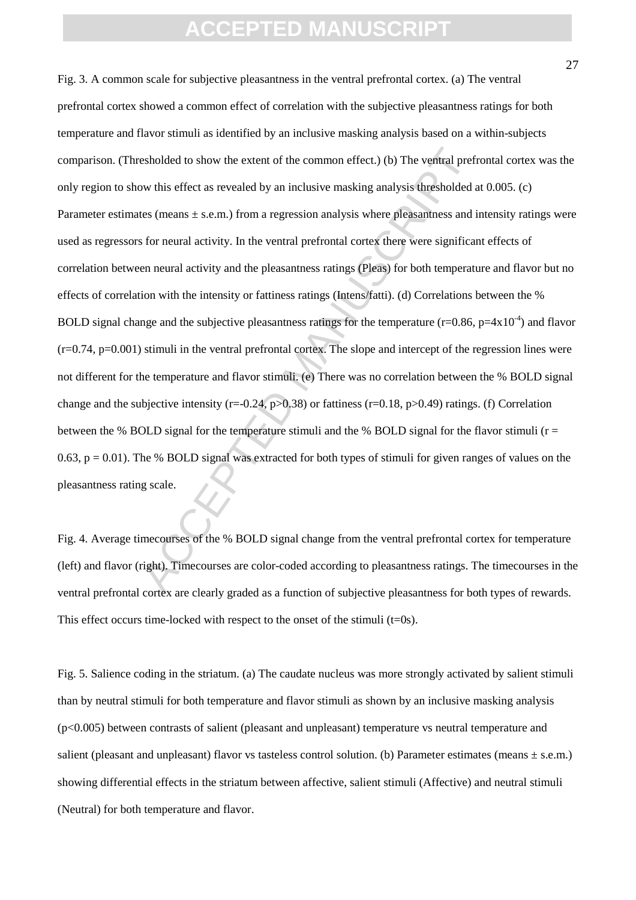Fig. 3. A common scale for subjective pleasantness in the ventral prefrontal cortex. (a) The ventral prefrontal cortex showed a common effect of correlation with the subjective pleasantness ratings for both temperature and flavor stimuli as identified by an inclusive masking analysis based on a within-subjects comparison. (Thresholded to show the extent of the common effect.) (b) The ventral prefrontal cortex was the only region to show this effect as revealed by an inclusive masking analysis thresholded at 0.005. (c) Parameter estimates (means ± s.e.m.) from a regression analysis where pleasantness and intensity ratings were used as regressors for neural activity. In the ventral prefrontal cortex there were significant effects of correlation between neural activity and the pleasantness ratings (Pleas) for both temperature and flavor but no effects of correlation with the intensity or fattiness ratings (Intens/fatti). (d) Correlations between the % BOLD signal change and the subjective pleasantness ratings for the temperature ($r=0.86$, $p=4x10^{-4}$) and flavor ($r=0.74$, $p=0.001$) stimuli in the ventral prefrontal cortex. The slope and intercept of the regression lines were not different for the temperature and flavor stimuli. (e) There was no correlation between the % BOLD signal change and the subjective intensity ($r=-0.24$, $p>0.38$) or fattiness ($r=0.18$, $p>0.49$) ratings. (f) Correlation between the % BOLD signal for the temperature stimuli and the % BOLD signal for the flavor stimuli ($r = 0.63$, $p = 0.01$). The % BOLD signal was extracted for both types of stimuli for given ranges of values on the pleasantness rating scale.

Fig. 4. Average timecourses of the % BOLD signal change from the ventral prefrontal cortex for temperature (left) and flavor (right). Timecourses are color-coded according to pleasantness ratings. The timecourses in the ventral prefrontal cortex are clearly graded as a function of subjective pleasantness for both types of rewards. This effect occurs time-locked with respect to the onset of the stimuli (t=0s).

Fig. 5. Salience coding in the striatum. (a) The caudate nucleus was more strongly activated by salient stimuli than by neutral stimuli for both temperature and flavor stimuli as shown by an inclusive masking analysis ($p<0.005$) between contrasts of salient (pleasant and unpleasant) temperature vs neutral temperature and salient (pleasant and unpleasant) flavor vs tasteless control solution. (b) Parameter estimates (means ± s.e.m.) showing differential effects in the striatum between affective, salient stimuli (Affective) and neutral stimuli (Neutral) for both temperature and flavor.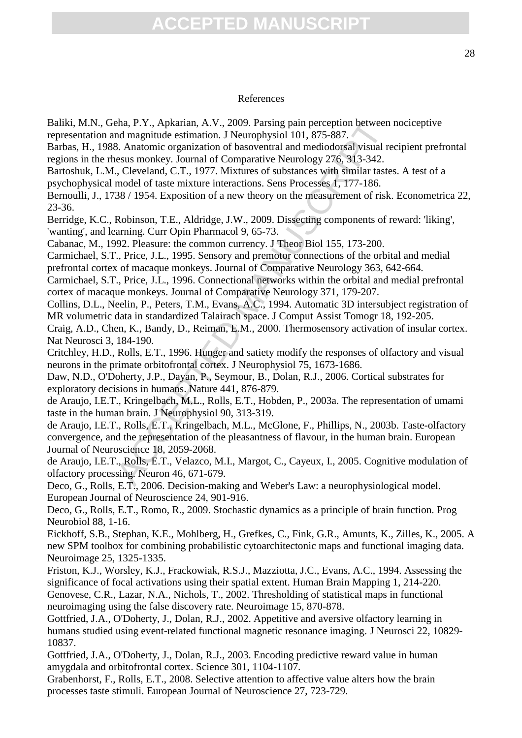# References

Baliki, M.N., Geha, P.Y., Apkarian, A.V., 2009. Parsing pain perception between nociceptive representation and magnitude estimation. J Neurophysiol 101, 875-887.

Barbas, H., 1988. Anatomic organization of basoventral and mediodorsal visual recipient prefrontal regions in the rhesus monkey. Journal of Comparative Neurology 276, 313-342.

Bartoshuk, L.M., Cleveland, C.T., 1977. Mixtures of substances with similar tastes. A test of a psychophysical model of taste mixture interactions. Sens Processes 1, 177-186.

Bernoulli, J., 1738 / 1954. Exposition of a new theory on the measurement of risk. Econometrica 22, 23-36.

Berridge, K.C., Robinson, T.E., Aldridge, J.W., 2009. Dissecting components of reward: 'liking', 'wanting', and learning. Curr Opin Pharmacol 9, 65-73.

Cabanac, M., 1992. Pleasure: the common currency. J Theor Biol 155, 173-200.

Carmichael, S.T., Price, J.L., 1995. Sensory and premotor connections of the orbital and medial prefrontal cortex of macaque monkeys. Journal of Comparative Neurology 363, 642-664.

Carmichael, S.T., Price, J.L., 1996. Connectional networks within the orbital and medial prefrontal cortex of macaque monkeys. Journal of Comparative Neurology 371, 179-207.

Collins, D.L., Neelin, P., Peters, T.M., Evans, A.C., 1994. Automatic 3D intersubject registration of MR volumetric data in standardized Talairach space. J Comput Assist Tomogr 18, 192-205.

Craig, A.D., Chen, K., Bandy, D., Reiman, E.M., 2000. Thermosensory activation of insular cortex. Nat Neurosci 3, 184-190.

Critchley, H.D., Rolls, E.T., 1996. Hunger and satiety modify the responses of olfactory and visual neurons in the primate orbitofrontal cortex. J Neurophysiol 75, 1673-1686.

Daw, N.D., O'Doherty, J.P., Dayan, P., Seymour, B., Dolan, R.J., 2006. Cortical substrates for exploratory decisions in humans. Nature 441, 876-879.

de Araujo, I.E.T., Kringelbach, M.L., Rolls, E.T., Hobden, P., 2003a. The representation of umami taste in the human brain. J Neurophysiol 90, 313-319.

de Araujo, I.E.T., Rolls, E.T., Kringelbach, M.L., McGlone, F., Phillips, N., 2003b. Taste-olfactory convergence, and the representation of the pleasantness of flavour, in the human brain. European Journal of Neuroscience 18, 2059-2068.

de Araujo, I.E.T., Rolls, E.T., Velazco, M.I., Margot, C., Cayeux, I., 2005. Cognitive modulation of olfactory processing. Neuron 46, 671-679.

Deco, G., Rolls, E.T., 2006. Decision-making and Weber's Law: a neurophysiological model. European Journal of Neuroscience 24, 901-916.

Deco, G., Rolls, E.T., Romo, R., 2009. Stochastic dynamics as a principle of brain function. Prog Neurobiol 88, 1-16.

Eickhoff, S.B., Stephan, K.E., Mohlberg, H., Grefkes, C., Fink, G.R., Amunts, K., Zilles, K., 2005. A new SPM toolbox for combining probabilistic cytoarchitectonic maps and functional imaging data. Neuroimage 25, 1325-1335.

Friston, K.J., Worsley, K.J., Frackowiak, R.S.J., Mazziotta, J.C., Evans, A.C., 1994. Assessing the significance of focal activations using their spatial extent. Human Brain Mapping 1, 214-220.

Genovese, C.R., Lazar, N.A., Nichols, T., 2002. Thresholding of statistical maps in functional neuroimaging using the false discovery rate. Neuroimage 15, 870-878.

Gottfried, J.A., O'Doherty, J., Dolan, R.J., 2002. Appetitive and aversive olfactory learning in humans studied using event-related functional magnetic resonance imaging. J Neurosci 22, 10829-10837.

Gottfried, J.A., O'Doherty, J., Dolan, R.J., 2003. Encoding predictive reward value in human amygdala and orbitofrontal cortex. Science 301, 1104-1107.

Grabenhorst, F., Rolls, E.T., 2008. Selective attention to affective value alters how the brain processes taste stimuli. European Journal of Neuroscience 27, 723-729.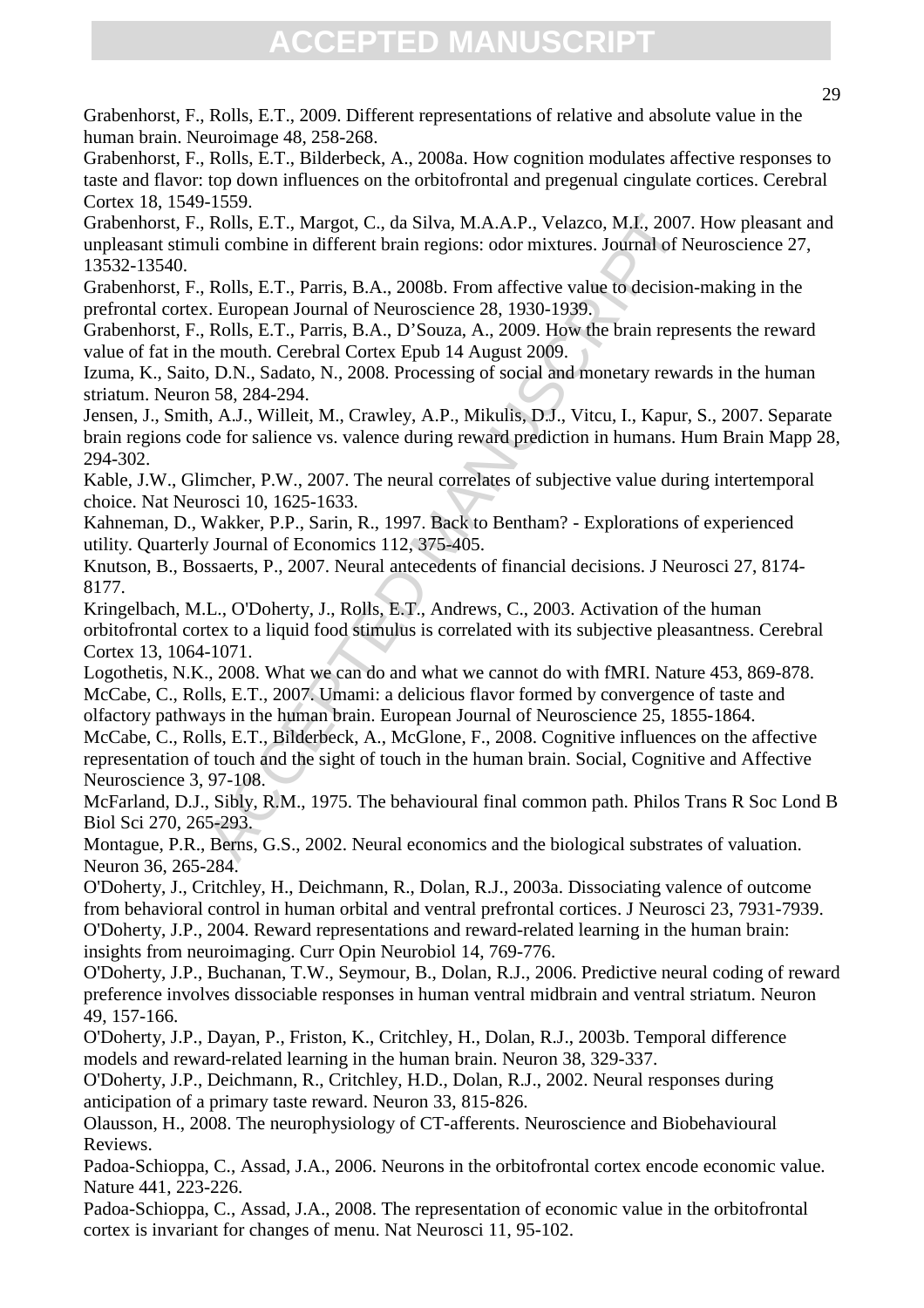Grabenhorst, F., Rolls, E.T., 2009. Different representations of relative and absolute value in the human brain. Neuroimage 48, 258-268.

Grabenhorst, F., Rolls, E.T., Bilderbeck, A., 2008a. How cognition modulates affective responses to taste and flavor: top down influences on the orbitofrontal and pregenual cingulate cortices. Cerebral Cortex 18, 1549-1559.

Grabenhorst, F., Rolls, E.T., Margot, C., da Silva, M.A.A.P., Velazco, M.I., 2007. How pleasant and unpleasant stimuli combine in different brain regions: odor mixtures. Journal of Neuroscience 27, 13532-13540.

Grabenhorst, F., Rolls, E.T., Parris, B.A., 2008b. From affective value to decision-making in the prefrontal cortex. European Journal of Neuroscience 28, 1930-1939.

Grabenhorst, F., Rolls, E.T., Parris, B.A., D'Souza, A., 2009. How the brain represents the reward value of fat in the mouth. Cerebral Cortex Epub 14 August 2009.

Izuma, K., Saito, D.N., Sadato, N., 2008. Processing of social and monetary rewards in the human striatum. Neuron 58, 284-294.

Jensen, J., Smith, A.J., Willeit, M., Crawley, A.P., Mikulis, D.J., Vitcu, I., Kapur, S., 2007. Separate brain regions code for salience vs. valence during reward prediction in humans. Hum Brain Mapp 28, 294-302.

Kable, J.W., Glimcher, P.W., 2007. The neural correlates of subjective value during intertemporal choice. Nat Neurosci 10, 1625-1633.

Kahneman, D., Wakker, P.P., Sarin, R., 1997. Back to Bentham? - Explorations of experienced utility. Quarterly Journal of Economics 112, 375-405.

Knutson, B., Bossaerts, P., 2007. Neural antecedents of financial decisions. J Neurosci 27, 8174-8177.

Kringelbach, M.L., O'Doherty, J., Rolls, E.T., Andrews, C., 2003. Activation of the human orbitofrontal cortex to a liquid food stimulus is correlated with its subjective pleasantness. Cerebral Cortex 13, 1064-1071.

Logothetis, N.K., 2008. What we can do and what we cannot do with fMRI. Nature 453, 869-878.

McCabe, C., Rolls, E.T., 2007. Umami: a delicious flavor formed by convergence of taste and olfactory pathways in the human brain. European Journal of Neuroscience 25, 1855-1864.

McCabe, C., Rolls, E.T., Bilderbeck, A., McGlone, F., 2008. Cognitive influences on the affective representation of touch and the sight of touch in the human brain. Social, Cognitive and Affective Neuroscience 3, 97-108.

McFarland, D.J., Sibly, R.M., 1975. The behavioural final common path. Philos Trans R Soc Lond B Biol Sci 270, 265-293.

Montague, P.R., Berns, G.S., 2002. Neural economics and the biological substrates of valuation. Neuron 36, 265-284.

O'Doherty, J., Critchley, H., Deichmann, R., Dolan, R.J., 2003a. Dissociating valence of outcome from behavioral control in human orbital and ventral prefrontal cortices. J Neurosci 23, 7931-7939.

O'Doherty, J.P., 2004. Reward representations and reward-related learning in the human brain: insights from neuroimaging. Curr Opin Neurobiol 14, 769-776.

O'Doherty, J.P., Buchanan, T.W., Seymour, B., Dolan, R.J., 2006. Predictive neural coding of reward preference involves dissociable responses in human ventral midbrain and ventral striatum. Neuron 49, 157-166.

O'Doherty, J.P., Dayan, P., Friston, K., Critchley, H., Dolan, R.J., 2003b. Temporal difference models and reward-related learning in the human brain. Neuron 38, 329-337.

O'Doherty, J.P., Deichmann, R., Critchley, H.D., Dolan, R.J., 2002. Neural responses during anticipation of a primary taste reward. Neuron 33, 815-826.

Olausson, H., 2008. The neurophysiology of CT-afferents. Neuroscience and Biobehavioural Reviews.

Padoa-Schioppa, C., Assad, J.A., 2006. Neurons in the orbitofrontal cortex encode economic value. Nature 441, 223-226.

Padoa-Schioppa, C., Assad, J.A., 2008. The representation of economic value in the orbitofrontal cortex is invariant for changes of menu. Nat Neurosci 11, 95-102.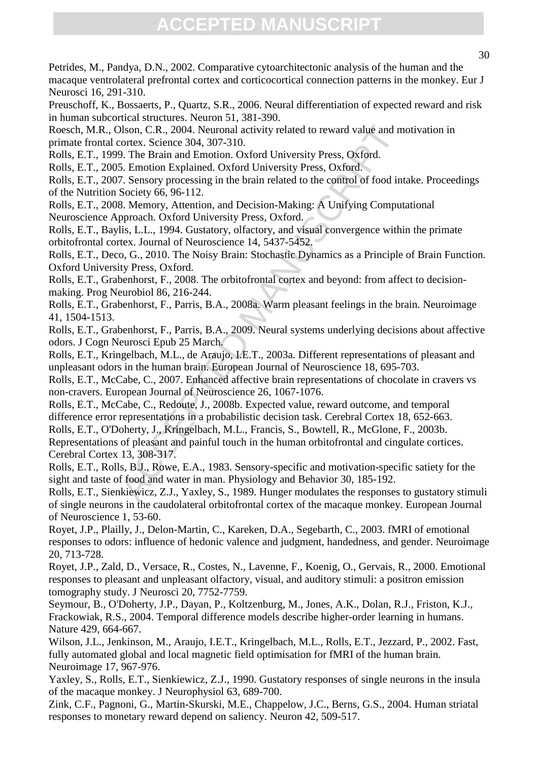Petrides, M., Pandya, D.N., 2002. Comparative cytoarchitectonic analysis of the human and the macaque ventrolateral prefrontal cortex and corticocortical connection patterns in the monkey. Eur J Neurosci 16, 291-310.

Preuschoff, K., Bossaerts, P., Quartz, S.R., 2006. Neural differentiation of expected reward and risk in human subcortical structures. Neuron 51, 381-390.

Roesch, M.R., Olson, C.R., 2004. Neuronal activity related to reward value and motivation in primate frontal cortex. Science 304, 307-310.

Rolls, E.T., 1999. The Brain and Emotion. Oxford University Press, Oxford.

Rolls, E.T., 2005. Emotion Explained. Oxford University Press, Oxford.

Rolls, E.T., 2007. Sensory processing in the brain related to the control of food intake. Proceedings of the Nutrition Society 66, 96-112.

Rolls, E.T., 2008. Memory, Attention, and Decision-Making: A Unifying Computational Neuroscience Approach. Oxford University Press, Oxford.

Rolls, E.T., Baylis, L.L., 1994. Gustatory, olfactory, and visual convergence within the primate orbitofrontal cortex. Journal of Neuroscience 14, 5437-5452.

Rolls, E.T., Deco, G., 2010. The Noisy Brain: Stochastic Dynamics as a Principle of Brain Function. Oxford University Press, Oxford.

Rolls, E.T., Grabenhorst, F., 2008. The orbitofrontal cortex and beyond: from affect to decision-making. Prog Neurobiol 86, 216-244.

Rolls, E.T., Grabenhorst, F., Parris, B.A., 2008a. Warm pleasant feelings in the brain. Neuroimage 41, 1504-1513.

Rolls, E.T., Grabenhorst, F., Parris, B.A., 2009. Neural systems underlying decisions about affective odors. J Cogn Neurosci Epub 25 March.

Rolls, E.T., Kringelbach, M.L., de Araujo, I.E.T., 2003a. Different representations of pleasant and unpleasant odors in the human brain. European Journal of Neuroscience 18, 695-703.

Rolls, E.T., McCabe, C., 2007. Enhanced affective brain representations of chocolate in cravers vs non-cravers. European Journal of Neuroscience 26, 1067-1076.

Rolls, E.T., McCabe, C., Redoute, J., 2008b. Expected value, reward outcome, and temporal difference error representations in a probabilistic decision task. Cerebral Cortex 18, 652-663.

Rolls, E.T., O'Doherty, J., Kringelbach, M.L., Francis, S., Bowtell, R., McGlone, F., 2003b. Representations of pleasant and painful touch in the human orbitofrontal and cingulate cortices. Cerebral Cortex 13, 308-317.

Rolls, E.T., Rolls, B.J., Rowe, E.A., 1983. Sensory-specific and motivation-specific satiety for the sight and taste of food and water in man. Physiology and Behavior 30, 185-192.

Rolls, E.T., Sienkiewicz, Z.J., Yaxley, S., 1989. Hunger modulates the responses to gustatory stimuli of single neurons in the caudolateral orbitofrontal cortex of the macaque monkey. European Journal of Neuroscience 1, 53-60.

Royet, J.P., Plailly, J., Delon-Martin, C., Kareken, D.A., Segebarth, C., 2003. fMRI of emotional responses to odors: influence of hedonic valence and judgment, handedness, and gender. Neuroimage 20, 713-728.

Royet, J.P., Zald, D., Versace, R., Costes, N., Lavenne, F., Koenig, O., Gervais, R., 2000. Emotional responses to pleasant and unpleasant olfactory, visual, and auditory stimuli: a positron emission tomography study. J Neurosci 20, 7752-7759.

Seymour, B., O'Doherty, J.P., Dayan, P., Koltzenburg, M., Jones, A.K., Dolan, R.J., Friston, K.J., Frackowiak, R.S., 2004. Temporal difference models describe higher-order learning in humans. Nature 429, 664-667.

Wilson, J.L., Jenkinson, M., Araujo, I.E.T., Kringelbach, M.L., Rolls, E.T., Jezzard, P., 2002. Fast, fully automated global and local magnetic field optimisation for fMRI of the human brain. Neuroimage 17, 967-976.

Yaxley, S., Rolls, E.T., Sienkiewicz, Z.J., 1990. Gustatory responses of single neurons in the insula of the macaque monkey. J Neurophysiol 63, 689-700.

Zink, C.F., Pagnoni, G., Martin-Skurski, M.E., Chappelow, J.C., Berns, G.S., 2004. Human striatal responses to monetary reward depend on saliency. Neuron 42, 509-517.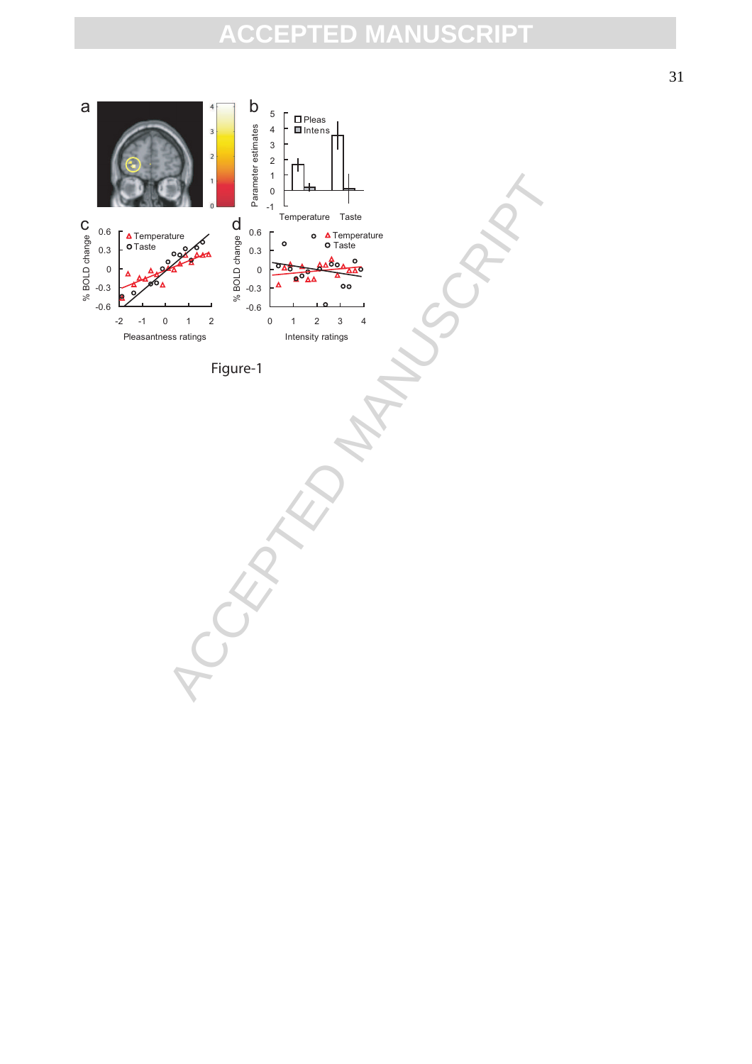Figure-1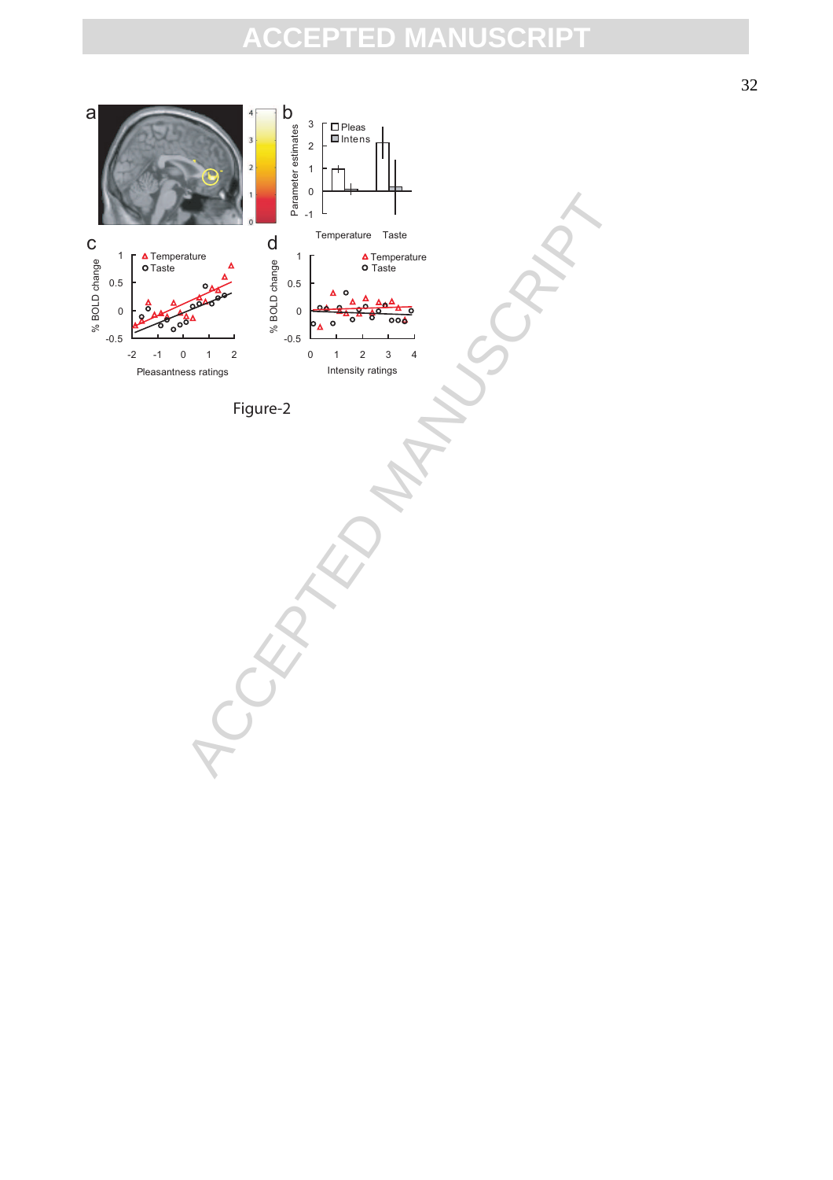Figure-2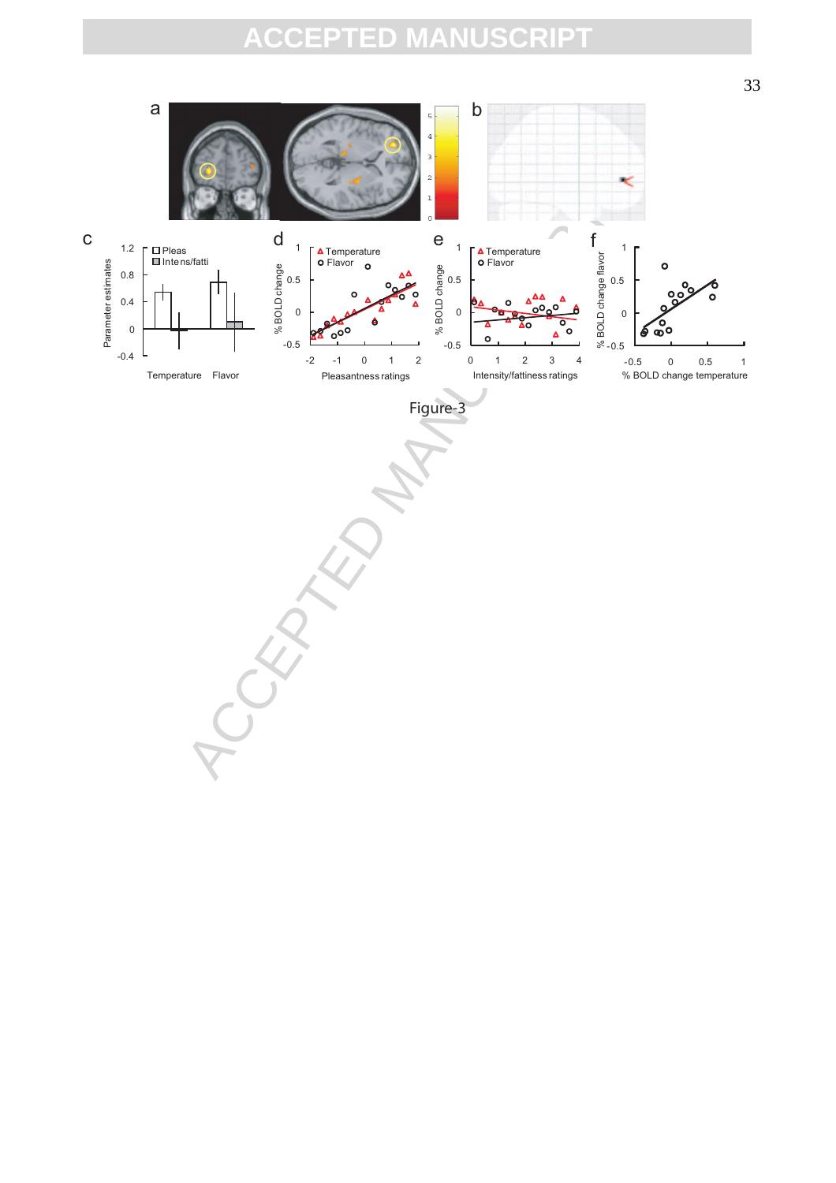Figure-3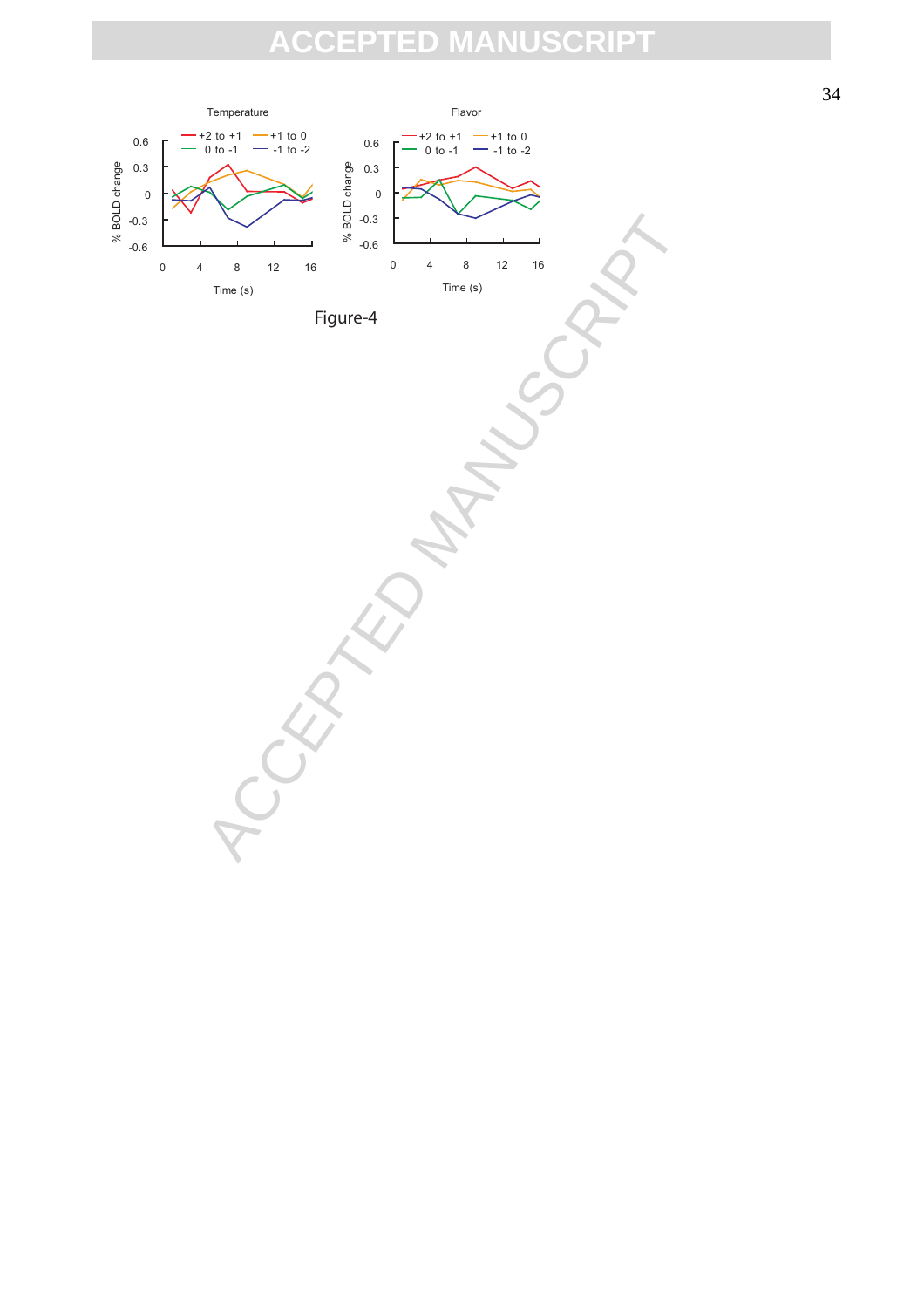Figure-4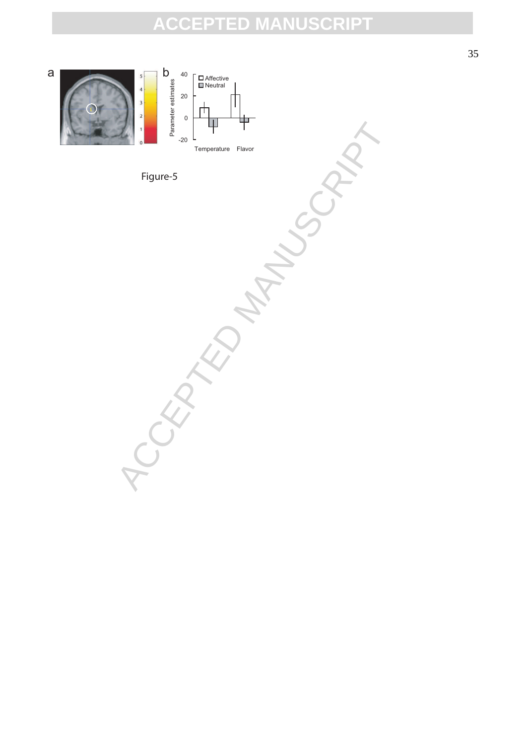a

5
4
3
2
1
0

b

Parameter estimates

40
20
0
-20

Affective
Neutral

Temperature
Flavor

Figure-5